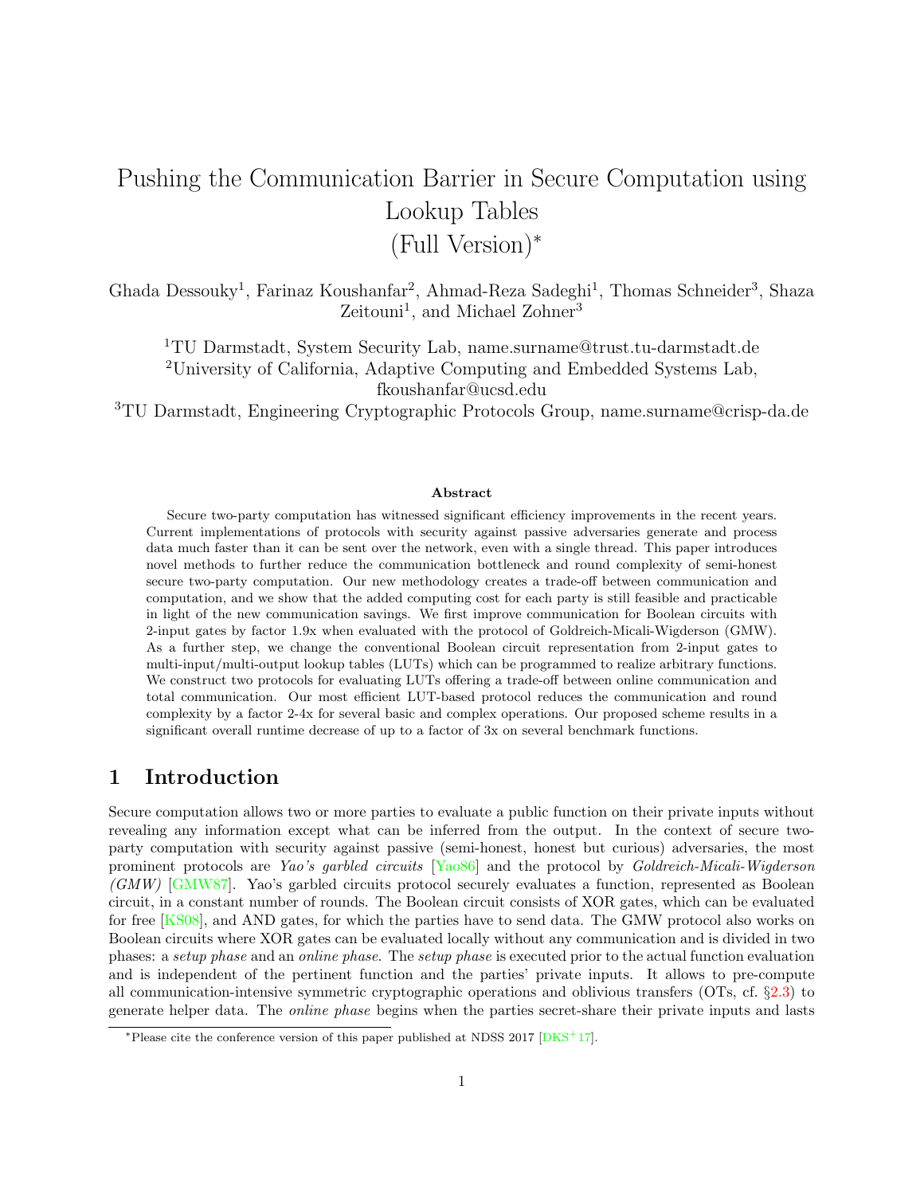# Pushing the Communication Barrier in Secure Computation using Lookup Tables (Full Version)*

Ghada Dessouky[1], Farinaz Koushanfar[2], Ahmad-Reza Sadeghi[1], Thomas Schneider[3], Shaza Zeitouni[1], and Michael Zohner[3]

[1]TU Darmstadt, System Security Lab, name.surname@trust.tu-darmstadt.de
[2]University of California, Adaptive Computing and Embedded Systems Lab, fkoushanfar@ucsd.edu
[3]TU Darmstadt, Engineering Cryptographic Protocols Group, name.surname@crisp-da.de

**Abstract**

Secure two-party computation has witnessed significant efficiency improvements in the recent years. Current implementations of protocols with security against passive adversaries generate and process data much faster than it can be sent over the network, even with a single thread. This paper introduces novel methods to further reduce the communication bottleneck and round complexity of semi-honest secure two-party computation. Our new methodology creates a trade-off between communication and computation, and we show that the added computing cost for each party is still feasible and practicable in light of the new communication savings. We first improve communication for Boolean circuits with 2-input gates by factor 1.9x when evaluated with the protocol of Goldreich-Micali-Wigderson (GMW). As a further step, we change the conventional Boolean circuit representation from 2-input gates to multi-input/multi-output lookup tables (LUTs) which can be programmed to realize arbitrary functions. We construct two protocols for evaluating LUTs offering a trade-off between online communication and total communication. Our most efficient LUT-based protocol reduces the communication and round complexity by a factor 2-4x for several basic and complex operations. Our proposed scheme results in a significant overall runtime decrease of up to a factor of 3x on several benchmark functions.

## 1 Introduction

Secure computation allows two or more parties to evaluate a public function on their private inputs without revealing any information except what can be inferred from the output. In the context of secure two-party computation with security against passive (semi-honest, honest but curious) adversaries, the most prominent protocols are *Yao's garbled circuits* [Yao86] and the protocol by *Goldreich-Micali-Wigderson (GMW)* [GMW87]. Yao's garbled circuits protocol securely evaluates a function, represented as Boolean circuit, in a constant number of rounds. The Boolean circuit consists of XOR gates, which can be evaluated for free [KS08], and AND gates, for which the parties have to send data. The GMW protocol also works on Boolean circuits where XOR gates can be evaluated locally without any communication and is divided in two phases: a *setup phase* and an *online phase*. The *setup phase* is executed prior to the actual function evaluation and is independent of the pertinent function and the parties' private inputs. It allows to pre-compute all communication-intensive symmetric cryptographic operations and oblivious transfers (OTs, cf. §2.3) to generate helper data. The *online phase* begins when the parties secret-share their private inputs and lasts

*Please cite the conference version of this paper published at NDSS 2017 [DKS+17].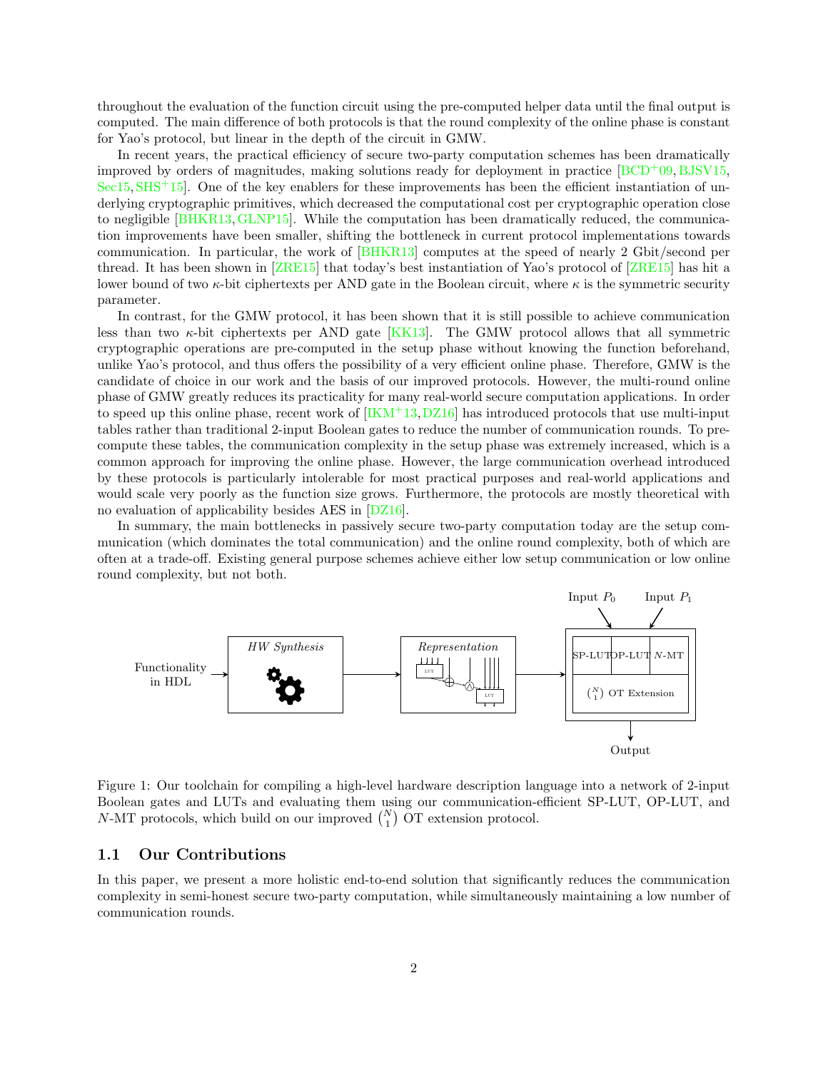throughout the evaluation of the function circuit using the pre-computed helper data until the final output is computed. The main difference of both protocols is that the round complexity of the online phase is constant for Yao's protocol, but linear in the depth of the circuit in GMW.

In recent years, the practical efficiency of secure two-party computation schemes has been dramatically improved by orders of magnitudes, making solutions ready for deployment in practice [BCD+09, BJSV15, Sec15, SHS+15]. One of the key enablers for these improvements has been the efficient instantiation of underlying cryptographic primitives, which decreased the computational cost per cryptographic operation close to negligible [BHKR13, GLNP15]. While the computation has been dramatically reduced, the communication improvements have been smaller, shifting the bottleneck in current protocol implementations towards communication. In particular, the work of [BHKR13] computes at the speed of nearly 2 Gbit/second per thread. It has been shown in [ZRE15] that today's best instantiation of Yao's protocol of [ZRE15] has hit a lower bound of two $\kappa$-bit ciphertexts per AND gate in the Boolean circuit, where $\kappa$ is the symmetric security parameter.

In contrast, for the GMW protocol, it has been shown that it is still possible to achieve communication less than two $\kappa$-bit ciphertexts per AND gate [KK13]. The GMW protocol allows that all symmetric cryptographic operations are pre-computed in the setup phase without knowing the function beforehand, unlike Yao's protocol, and thus offers the possibility of a very efficient online phase. Therefore, GMW is the candidate of choice in our work and the basis of our improved protocols. However, the multi-round online phase of GMW greatly reduces its practicality for many real-world secure computation applications. In order to speed up this online phase, recent work of [IKM+13, DZ16] has introduced protocols that use multi-input tables rather than traditional 2-input Boolean gates to reduce the number of communication rounds. To pre-compute these tables, the communication complexity in the setup phase was extremely increased, which is a common approach for improving the online phase. However, the large communication overhead introduced by these protocols is particularly intolerable for most practical purposes and real-world applications and would scale very poorly as the function size grows. Furthermore, the protocols are mostly theoretical with no evaluation of applicability besides AES in [DZ16].

In summary, the main bottlenecks in passively secure two-party computation today are the setup communication (which dominates the total communication) and the online round complexity, both of which are often at a trade-off. Existing general purpose schemes achieve either low setup communication or low online round complexity, but not both.

Figure 1: Our toolchain for compiling a high-level hardware description language into a network of 2-input Boolean gates and LUTs and evaluating them using our communication-efficient SP-LUT, OP-LUT, and $N$-MT protocols, which build on our improved $\binom{N}{1}$ OT extension protocol.

## 1.1 Our Contributions

In this paper, we present a more holistic end-to-end solution that significantly reduces the communication complexity in semi-honest secure two-party computation, while simultaneously maintaining a low number of communication rounds.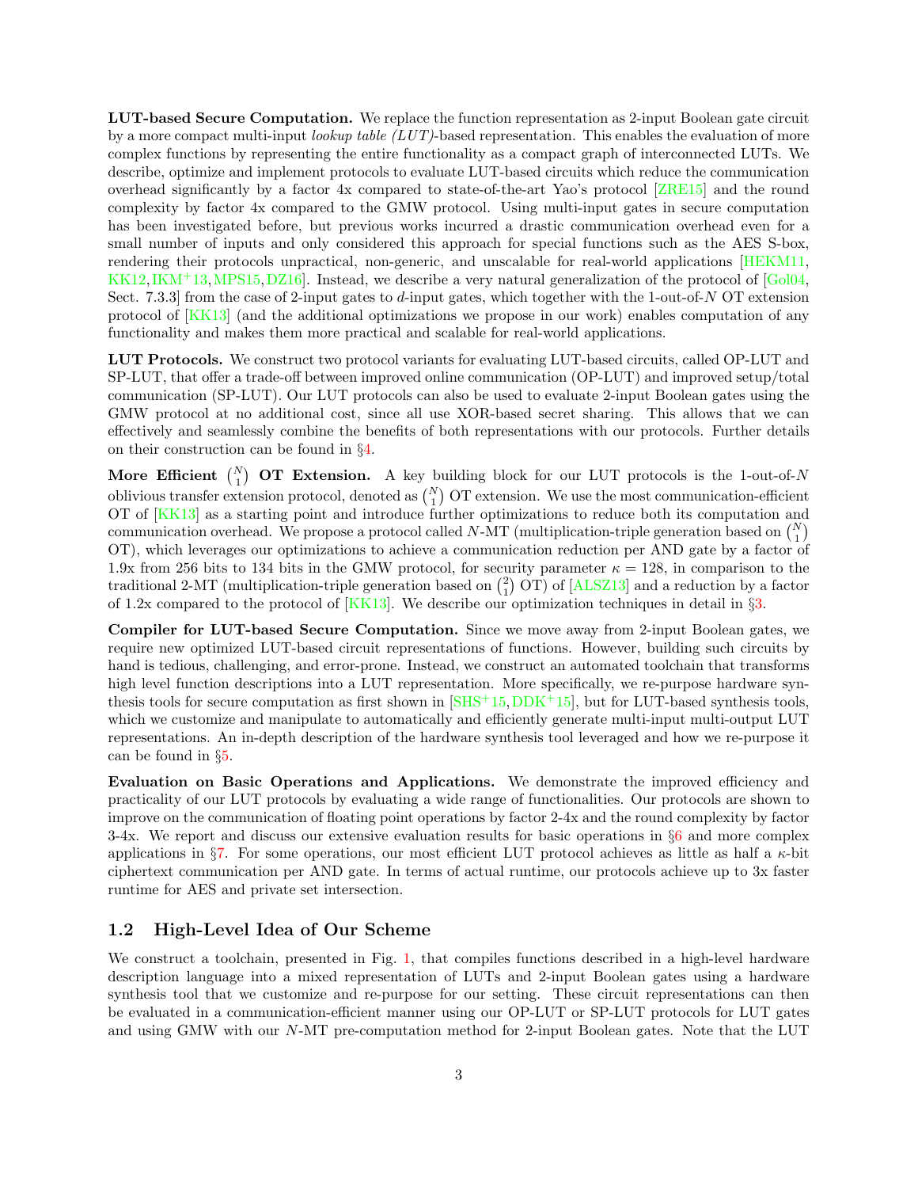**LUT-based Secure Computation.** We replace the function representation as 2-input Boolean gate circuit by a more compact multi-input *lookup table (LUT)*-based representation. This enables the evaluation of more complex functions by representing the entire functionality as a compact graph of interconnected LUTs. We describe, optimize and implement protocols to evaluate LUT-based circuits which reduce the communication overhead significantly by a factor 4x compared to state-of-the-art Yao's protocol [ZRE15] and the round complexity by factor 4x compared to the GMW protocol. Using multi-input gates in secure computation has been investigated before, but previous works incurred a drastic communication overhead even for a small number of inputs and only considered this approach for special functions such as the AES S-box, rendering their protocols unpractical, non-generic, and unscalable for real-world applications [HEKM11, KK12, IKM+13, MPS15, DZ16]. Instead, we describe a very natural generalization of the protocol of [Gol04, Sect. 7.3.3] from the case of 2-input gates to $d$-input gates, which together with the 1-out-of-$N$ OT extension protocol of [KK13] (and the additional optimizations we propose in our work) enables computation of any functionality and makes them more practical and scalable for real-world applications.

**LUT Protocols.** We construct two protocol variants for evaluating LUT-based circuits, called OP-LUT and SP-LUT, that offer a trade-off between improved online communication (OP-LUT) and improved setup/total communication (SP-LUT). Our LUT protocols can also be used to evaluate 2-input Boolean gates using the GMW protocol at no additional cost, since all use XOR-based secret sharing. This allows that we can effectively and seamlessly combine the benefits of both representations with our protocols. Further details on their construction can be found in §4.

**More Efficient $\binom{N}{1}$ OT Extension.** A key building block for our LUT protocols is the 1-out-of-$N$ oblivious transfer extension protocol, denoted as $\binom{N}{1}$ OT extension. We use the most communication-efficient OT of [KK13] as a starting point and introduce further optimizations to reduce both its computation and communication overhead. We propose a protocol called $N$-MT (multiplication-triple generation based on $\binom{N}{1}$ OT), which leverages our optimizations to achieve a communication reduction per AND gate by a factor of 1.9x from 256 bits to 134 bits in the GMW protocol, for security parameter $\kappa = 128$, in comparison to the traditional 2-MT (multiplication-triple generation based on $\binom{2}{1}$ OT) of [ALSZ13] and a reduction by a factor of 1.2x compared to the protocol of [KK13]. We describe our optimization techniques in detail in §3.

**Compiler for LUT-based Secure Computation.** Since we move away from 2-input Boolean gates, we require new optimized LUT-based circuit representations of functions. However, building such circuits by hand is tedious, challenging, and error-prone. Instead, we construct an automated toolchain that transforms high level function descriptions into a LUT representation. More specifically, we re-purpose hardware synthesis tools for secure computation as first shown in [SHS+15, DDK+15], but for LUT-based synthesis tools, which we customize and manipulate to automatically and efficiently generate multi-input multi-output LUT representations. An in-depth description of the hardware synthesis tool leveraged and how we re-purpose it can be found in §5.

**Evaluation on Basic Operations and Applications.** We demonstrate the improved efficiency and practicality of our LUT protocols by evaluating a wide range of functionalities. Our protocols are shown to improve on the communication of floating point operations by factor 2-4x and the round complexity by factor 3-4x. We report and discuss our extensive evaluation results for basic operations in §6 and more complex applications in §7. For some operations, our most efficient LUT protocol achieves as little as half a $\kappa$-bit ciphertext communication per AND gate. In terms of actual runtime, our protocols achieve up to 3x faster runtime for AES and private set intersection.

## 1.2 High-Level Idea of Our Scheme

We construct a toolchain, presented in Fig. 1, that compiles functions described in a high-level hardware description language into a mixed representation of LUTs and 2-input Boolean gates using a hardware synthesis tool that we customize and re-purpose for our setting. These circuit representations can then be evaluated in a communication-efficient manner using our OP-LUT or SP-LUT protocols for LUT gates and using GMW with our $N$-MT pre-computation method for 2-input Boolean gates. Note that the LUT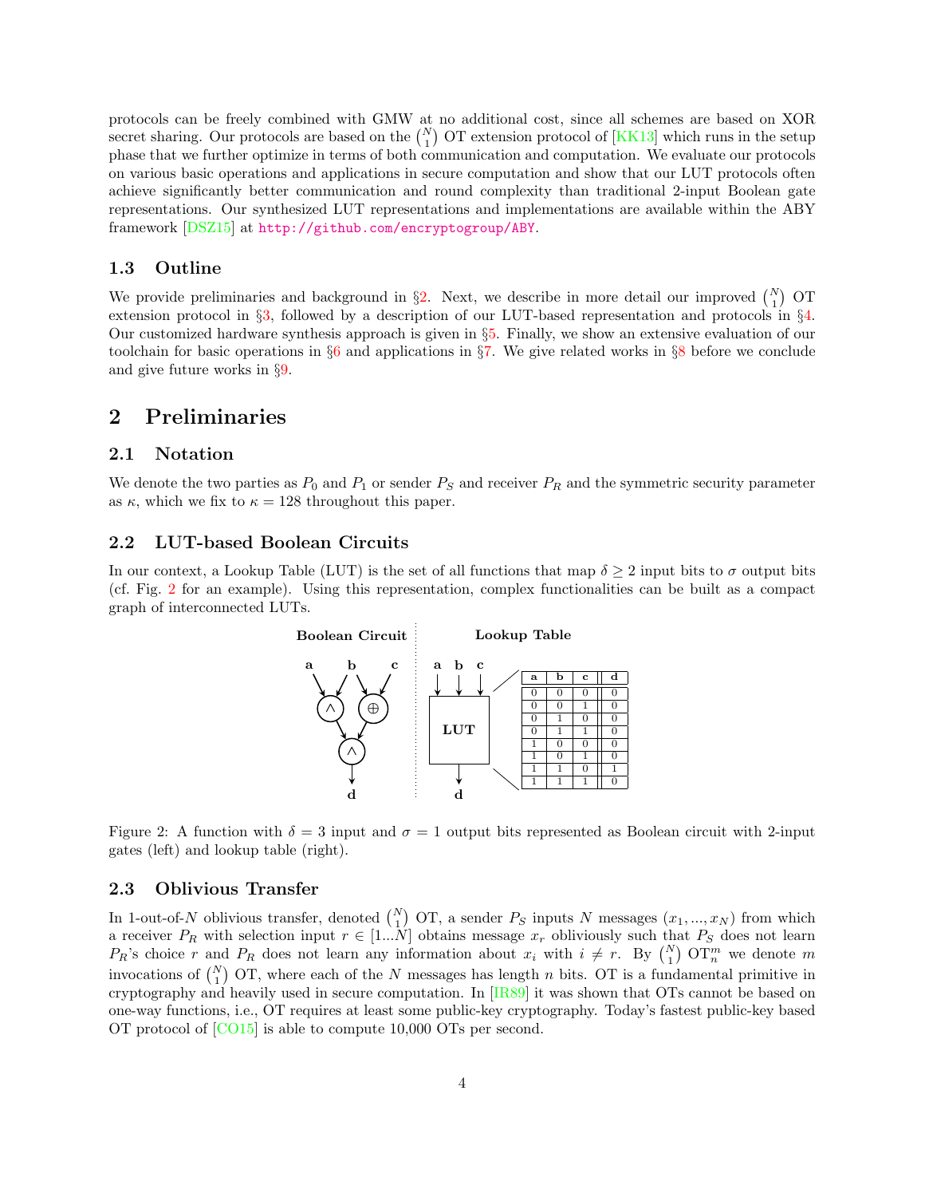protocols can be freely combined with GMW at no additional cost, since all schemes are based on XOR secret sharing. Our protocols are based on the $\binom{N}{1}$ OT extension protocol of [KK13] which runs in the setup phase that we further optimize in terms of both communication and computation. We evaluate our protocols on various basic operations and applications in secure computation and show that our LUT protocols often achieve significantly better communication and round complexity than traditional 2-input Boolean gate representations. Our synthesized LUT representations and implementations are available within the ABY framework [DSZ15] at http://github.com/encryptogroup/ABY.

### 1.3 Outline

We provide preliminaries and background in §2. Next, we describe in more detail our improved $\binom{N}{1}$ OT extension protocol in §3, followed by a description of our LUT-based representation and protocols in §4. Our customized hardware synthesis approach is given in §5. Finally, we show an extensive evaluation of our toolchain for basic operations in §6 and applications in §7. We give related works in §8 before we conclude and give future works in §9.

## 2 Preliminaries

### 2.1 Notation

We denote the two parties as $P_0$ and $P_1$ or sender $P_S$ and receiver $P_R$ and the symmetric security parameter as $\kappa$, which we fix to $\kappa = 128$ throughout this paper.

### 2.2 LUT-based Boolean Circuits

In our context, a Lookup Table (LUT) is the set of all functions that map $\delta \geq 2$ input bits to $\sigma$ output bits (cf. Fig. 2 for an example). Using this representation, complex functionalities can be built as a compact graph of interconnected LUTs.

**Boolean Circuit** | **Lookup Table**

| a | b | c | d |
|---|---|---|---|
| 0 | 0 | 0 | 0 |
| 0 | 0 | 1 | 0 |
| 0 | 1 | 0 | 0 |
| 0 | 1 | 1 | 0 |
| 1 | 0 | 0 | 0 |
| 1 | 0 | 1 | 0 |
| 1 | 1 | 0 | 1 |
| 1 | 1 | 1 | 0 |

Figure 2: A function with $\delta = 3$ input and $\sigma = 1$ output bits represented as Boolean circuit with 2-input gates (left) and lookup table (right).

### 2.3 Oblivious Transfer

In 1-out-of-$N$ oblivious transfer, denoted $\binom{N}{1}$ OT, a sender $P_S$ inputs $N$ messages $(x_1, ..., x_N)$ from which a receiver $P_R$ with selection input $r \in [1...N]$ obtains message $x_r$ obliviously such that $P_S$ does not learn $P_R$'s choice $r$ and $P_R$ does not learn any information about $x_i$ with $i \neq r$. By $\binom{N}{1}$ $\text{OT}_n^m$ we denote $m$ invocations of $\binom{N}{1}$ OT, where each of the $N$ messages has length $n$ bits. OT is a fundamental primitive in cryptography and heavily used in secure computation. In [IR89] it was shown that OTs cannot be based on one-way functions, i.e., OT requires at least some public-key cryptography. Today's fastest public-key based OT protocol of [CO15] is able to compute 10,000 OTs per second.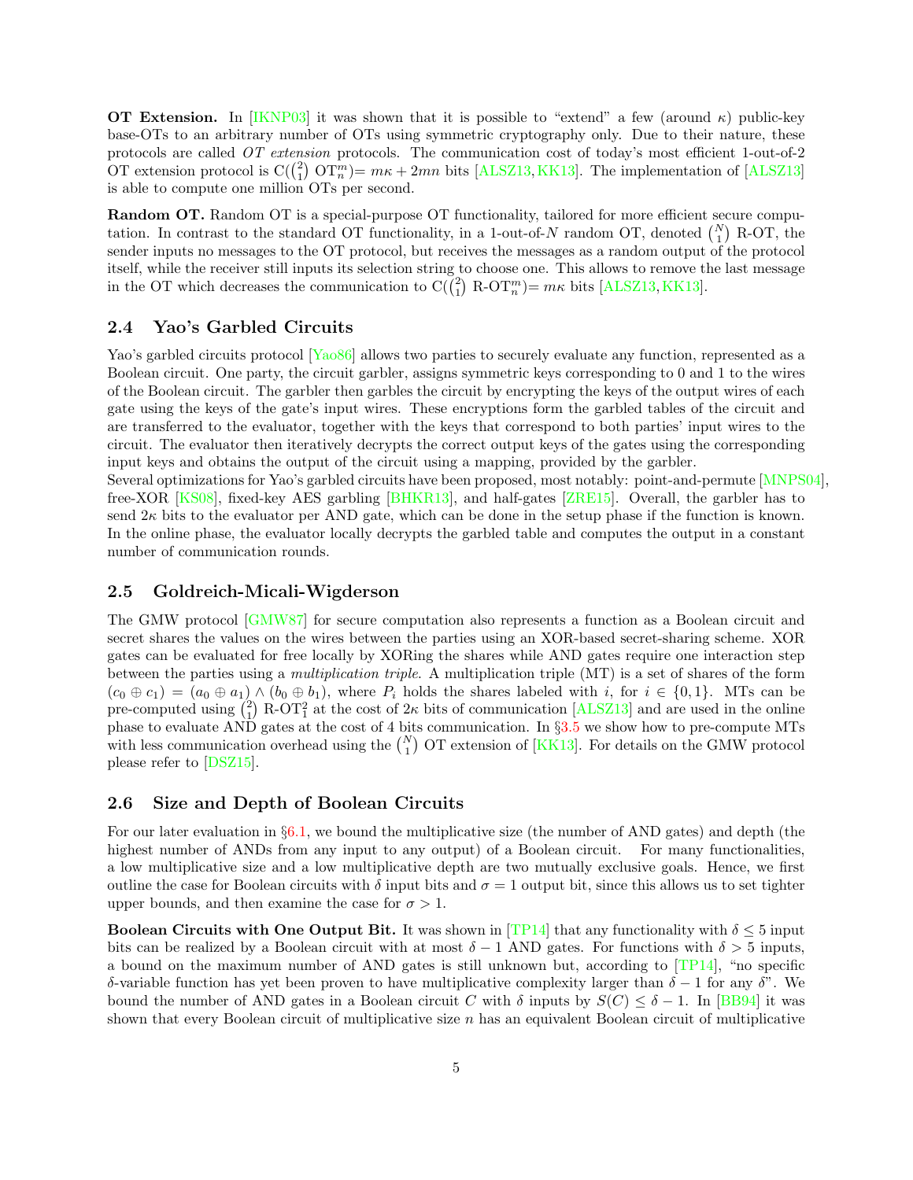**OT Extension.** In [IKNP03] it was shown that it is possible to "extend" a few (around $\kappa$) public-key base-OTs to an arbitrary number of OTs using symmetric cryptography only. Due to their nature, these protocols are called *OT extension* protocols. The communication cost of today's most efficient 1-out-of-2 OT extension protocol is $\mathrm{C}(\binom{2}{1}\ \mathrm{OT}_n^m) = m\kappa + 2mn$ bits [ALSZ13, KK13]. The implementation of [ALSZ13] is able to compute one million OTs per second.

**Random OT.** Random OT is a special-purpose OT functionality, tailored for more efficient secure computation. In contrast to the standard OT functionality, in a 1-out-of-$N$ random OT, denoted $\binom{N}{1}$ R-OT, the sender inputs no messages to the OT protocol, but receives the messages as a random output of the protocol itself, while the receiver still inputs its selection string to choose one. This allows to remove the last message in the OT which decreases the communication to $\mathrm{C}(\binom{2}{1}\ \text{R-OT}_n^m) = m\kappa$ bits [ALSZ13, KK13].

## 2.4 Yao's Garbled Circuits

Yao's garbled circuits protocol [Yao86] allows two parties to securely evaluate any function, represented as a Boolean circuit. One party, the circuit garbler, assigns symmetric keys corresponding to 0 and 1 to the wires of the Boolean circuit. The garbler then garbles the circuit by encrypting the keys of the output wires of each gate using the keys of the gate's input wires. These encryptions form the garbled tables of the circuit and are transferred to the evaluator, together with the keys that correspond to both parties' input wires to the circuit. The evaluator then iteratively decrypts the correct output keys of the gates using the corresponding input keys and obtains the output of the circuit using a mapping, provided by the garbler.

Several optimizations for Yao's garbled circuits have been proposed, most notably: point-and-permute [MNPS04], free-XOR [KS08], fixed-key AES garbling [BHKR13], and half-gates [ZRE15]. Overall, the garbler has to send $2\kappa$ bits to the evaluator per AND gate, which can be done in the setup phase if the function is known. In the online phase, the evaluator locally decrypts the garbled table and computes the output in a constant number of communication rounds.

## 2.5 Goldreich-Micali-Wigderson

The GMW protocol [GMW87] for secure computation also represents a function as a Boolean circuit and secret shares the values on the wires between the parties using an XOR-based secret-sharing scheme. XOR gates can be evaluated for free locally by XORing the shares while AND gates require one interaction step between the parties using a *multiplication triple*. A multiplication triple (MT) is a set of shares of the form $(c_0 \oplus c_1) = (a_0 \oplus a_1) \wedge (b_0 \oplus b_1)$, where $P_i$ holds the shares labeled with $i$, for $i \in \{0, 1\}$. MTs can be pre-computed using $\binom{2}{1}$ R-$\mathrm{OT}_1^2$ at the cost of $2\kappa$ bits of communication [ALSZ13] and are used in the online phase to evaluate AND gates at the cost of 4 bits communication. In §3.5 we show how to pre-compute MTs with less communication overhead using the $\binom{N}{1}$ OT extension of [KK13]. For details on the GMW protocol please refer to [DSZ15].

## 2.6 Size and Depth of Boolean Circuits

For our later evaluation in §6.1, we bound the multiplicative size (the number of AND gates) and depth (the highest number of ANDs from any input to any output) of a Boolean circuit. For many functionalities, a low multiplicative size and a low multiplicative depth are two mutually exclusive goals. Hence, we first outline the case for Boolean circuits with $\delta$ input bits and $\sigma = 1$ output bit, since this allows us to set tighter upper bounds, and then examine the case for $\sigma > 1$.

**Boolean Circuits with One Output Bit.** It was shown in [TP14] that any functionality with $\delta \leq 5$ input bits can be realized by a Boolean circuit with at most $\delta - 1$ AND gates. For functions with $\delta > 5$ inputs, a bound on the maximum number of AND gates is still unknown but, according to [TP14], "no specific $\delta$-variable function has yet been proven to have multiplicative complexity larger than $\delta - 1$ for any $\delta$". We bound the number of AND gates in a Boolean circuit $C$ with $\delta$ inputs by $S(C) \leq \delta - 1$. In [BB94] it was shown that every Boolean circuit of multiplicative size $n$ has an equivalent Boolean circuit of multiplicative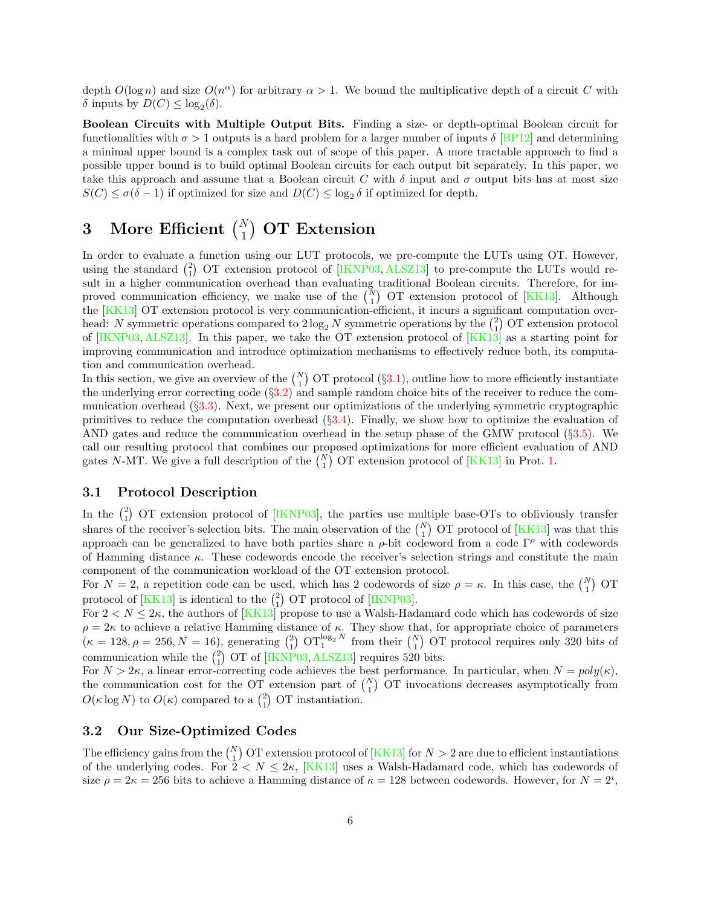depth $O(\log n)$ and size $O(n^{\alpha})$ for arbitrary $\alpha > 1$. We bound the multiplicative depth of a circuit $C$ with $\delta$ inputs by $D(C) \leq \log_2(\delta)$.

**Boolean Circuits with Multiple Output Bits.** Finding a size- or depth-optimal Boolean circuit for functionalities with $\sigma > 1$ outputs is a hard problem for a larger number of inputs $\delta$ [BP12] and determining a minimal upper bound is a complex task out of scope of this paper. A more tractable approach to find a possible upper bound is to build optimal Boolean circuits for each output bit separately. In this paper, we take this approach and assume that a Boolean circuit $C$ with $\delta$ input and $\sigma$ output bits has at most size $S(C) \leq \sigma(\delta - 1)$ if optimized for size and $D(C) \leq \log_2 \delta$ if optimized for depth.

# 3 More Efficient $\binom{N}{1}$ OT Extension

In order to evaluate a function using our LUT protocols, we pre-compute the LUTs using OT. However, using the standard $\binom{2}{1}$ OT extension protocol of [IKNP03, ALSZ13] to pre-compute the LUTs would result in a higher communication overhead than evaluating traditional Boolean circuits. Therefore, for improved communication efficiency, we make use of the $\binom{N}{1}$ OT extension protocol of [KK13]. Although the [KK13] OT extension protocol is very communication-efficient, it incurs a significant computation overhead: $N$ symmetric operations compared to $2 \log_2 N$ symmetric operations by the $\binom{2}{1}$ OT extension protocol of [IKNP03, ALSZ13]. In this paper, we take the OT extension protocol of [KK13] as a starting point for improving communication and introduce optimization mechanisms to effectively reduce both, its computation and communication overhead.

In this section, we give an overview of the $\binom{N}{1}$ OT protocol (§3.1), outline how to more efficiently instantiate the underlying error correcting code (§3.2) and sample random choice bits of the receiver to reduce the communication overhead (§3.3). Next, we present our optimizations of the underlying symmetric cryptographic primitives to reduce the computation overhead (§3.4). Finally, we show how to optimize the evaluation of AND gates and reduce the communication overhead in the setup phase of the GMW protocol (§3.5). We call our resulting protocol that combines our proposed optimizations for more efficient evaluation of AND gates $N$-MT. We give a full description of the $\binom{N}{1}$ OT extension protocol of [KK13] in Prot. 1.

## 3.1 Protocol Description

In the $\binom{2}{1}$ OT extension protocol of [IKNP03], the parties use multiple base-OTs to obliviously transfer shares of the receiver's selection bits. The main observation of the $\binom{N}{1}$ OT protocol of [KK13] was that this approach can be generalized to have both parties share a $\rho$-bit codeword from a code $\Gamma^{\rho}$ with codewords of Hamming distance $\kappa$. These codewords encode the receiver's selection strings and constitute the main component of the communication workload of the OT extension protocol.

For $N = 2$, a repetition code can be used, which has 2 codewords of size $\rho = \kappa$. In this case, the $\binom{N}{1}$ OT protocol of [KK13] is identical to the $\binom{2}{1}$ OT protocol of [IKNP03].

For $2 < N \leq 2\kappa$, the authors of [KK13] propose to use a Walsh-Hadamard code which has codewords of size $\rho = 2\kappa$ to achieve a relative Hamming distance of $\kappa$. They show that, for appropriate choice of parameters ($\kappa = 128, \rho = 256, N = 16$), generating $\binom{2}{1}$ $\text{OT}_1^{\log_2 N}$ from their $\binom{N}{1}$ OT protocol requires only 320 bits of communication while the $\binom{2}{1}$ OT of [IKNP03, ALSZ13] requires 520 bits.

For $N > 2\kappa$, a linear error-correcting code achieves the best performance. In particular, when $N = poly(\kappa)$, the communication cost for the OT extension part of $\binom{N}{1}$ OT invocations decreases asymptotically from $O(\kappa \log N)$ to $O(\kappa)$ compared to a $\binom{2}{1}$ OT instantiation.

## 3.2 Our Size-Optimized Codes

The efficiency gains from the $\binom{N}{1}$ OT extension protocol of [KK13] for $N > 2$ are due to efficient instantiations of the underlying codes. For $2 < N \leq 2\kappa$, [KK13] uses a Walsh-Hadamard code, which has codewords of size $\rho = 2\kappa = 256$ bits to achieve a Hamming distance of $\kappa = 128$ between codewords. However, for $N = 2^i$,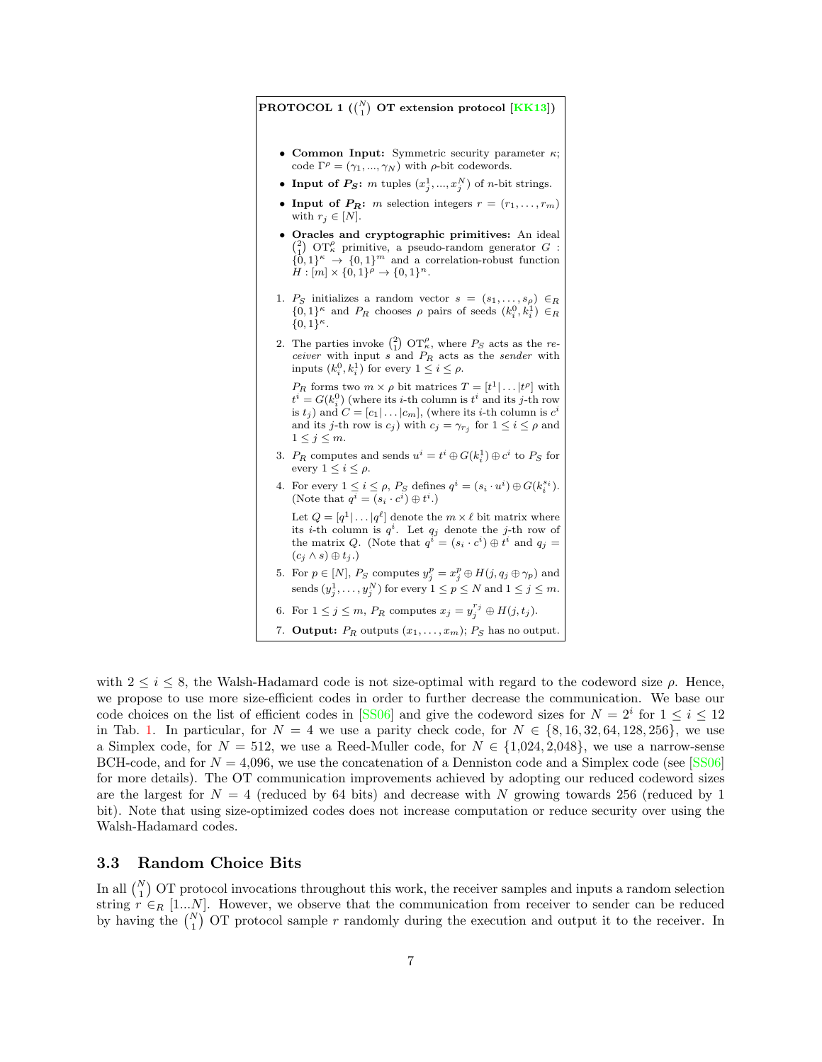**PROTOCOL 1 ($\binom{N}{1}$ OT extension protocol [KK13])**

- **Common Input:** Symmetric security parameter $\kappa$; code $\Gamma^\rho = (\gamma_1, ..., \gamma_N)$ with $\rho$-bit codewords.
- **Input of $P_S$:** $m$ tuples $(x_j^1, ..., x_j^N)$ of $n$-bit strings.
- **Input of $P_R$:** $m$ selection integers $r = (r_1, \ldots, r_m)$ with $r_j \in [N]$.
- **Oracles and cryptographic primitives:** An ideal $\binom{2}{1}$ $\text{OT}_\kappa^\rho$ primitive, a pseudo-random generator $G : \{0,1\}^\kappa \to \{0,1\}^m$ and a correlation-robust function $H : [m] \times \{0,1\}^\rho \to \{0,1\}^n$.

1. $P_S$ initializes a random vector $s = (s_1, \ldots, s_\rho) \in_R \{0,1\}^\kappa$ and $P_R$ chooses $\rho$ pairs of seeds $(k_i^0, k_i^1) \in_R \{0,1\}^\kappa$.
2. The parties invoke $\binom{2}{1}$ $\text{OT}_\kappa^\rho$, where $P_S$ acts as the *receiver* with input $s$ and $P_R$ acts as the *sender* with inputs $(k_i^0, k_i^1)$ for every $1 \le i \le \rho$.

   $P_R$ forms two $m \times \rho$ bit matrices $T = [t^1 | \ldots | t^\rho]$ with $t^i = G(k_i^0)$ (where its $i$-th column is $t^i$ and its $j$-th row is $t_j$) and $C = [c_1 | \ldots | c_m]$, (where its $i$-th column is $c^i$ and its $j$-th row is $c_j$) with $c_j = \gamma_{r_j}$ for $1 \le i \le \rho$ and $1 \le j \le m$.
3. $P_R$ computes and sends $u^i = t^i \oplus G(k_i^1) \oplus c^i$ to $P_S$ for every $1 \le i \le \rho$.
4. For every $1 \le i \le \rho$, $P_S$ defines $q^i = (s_i \cdot u^i) \oplus G(k_i^{s_i})$. (Note that $q^i = (s_i \cdot c^i) \oplus t^i$.)

   Let $Q = [q^1 | \ldots | q^\ell]$ denote the $m \times \ell$ bit matrix where its $i$-th column is $q^i$. Let $q_j$ denote the $j$-th row of the matrix $Q$. (Note that $q^i = (s_i \cdot c^i) \oplus t^i$ and $q_j = (c_j \wedge s) \oplus t_j$.)
5. For $p \in [N]$, $P_S$ computes $y_j^p = x_j^p \oplus H(j, q_j \oplus \gamma_p)$ and sends $(y_j^1, \ldots, y_j^N)$ for every $1 \le p \le N$ and $1 \le j \le m$.
6. For $1 \le j \le m$, $P_R$ computes $x_j = y_j^{r_j} \oplus H(j, t_j)$.
7. **Output:** $P_R$ outputs $(x_1, \ldots, x_m)$; $P_S$ has no output.

with $2 \le i \le 8$, the Walsh-Hadamard code is not size-optimal with regard to the codeword size $\rho$. Hence, we propose to use more size-efficient codes in order to further decrease the communication. We base our code choices on the list of efficient codes in [SS06] and give the codeword sizes for $N = 2^i$ for $1 \le i \le 12$ in Tab. 1. In particular, for $N = 4$ we use a parity check code, for $N \in \{8, 16, 32, 64, 128, 256\}$, we use a Simplex code, for $N = 512$, we use a Reed-Muller code, for $N \in \{1{,}024, 2{,}048\}$, we use a narrow-sense BCH-code, and for $N = 4{,}096$, we use the concatenation of a Denniston code and a Simplex code (see [SS06] for more details). The OT communication improvements achieved by adopting our reduced codeword sizes are the largest for $N = 4$ (reduced by 64 bits) and decrease with $N$ growing towards 256 (reduced by 1 bit). Note that using size-optimized codes does not increase computation or reduce security over using the Walsh-Hadamard codes.

## 3.3 Random Choice Bits

In all $\binom{N}{1}$ OT protocol invocations throughout this work, the receiver samples and inputs a random selection string $r \in_R [1...N]$. However, we observe that the communication from receiver to sender can be reduced by having the $\binom{N}{1}$ OT protocol sample $r$ randomly during the execution and output it to the receiver. In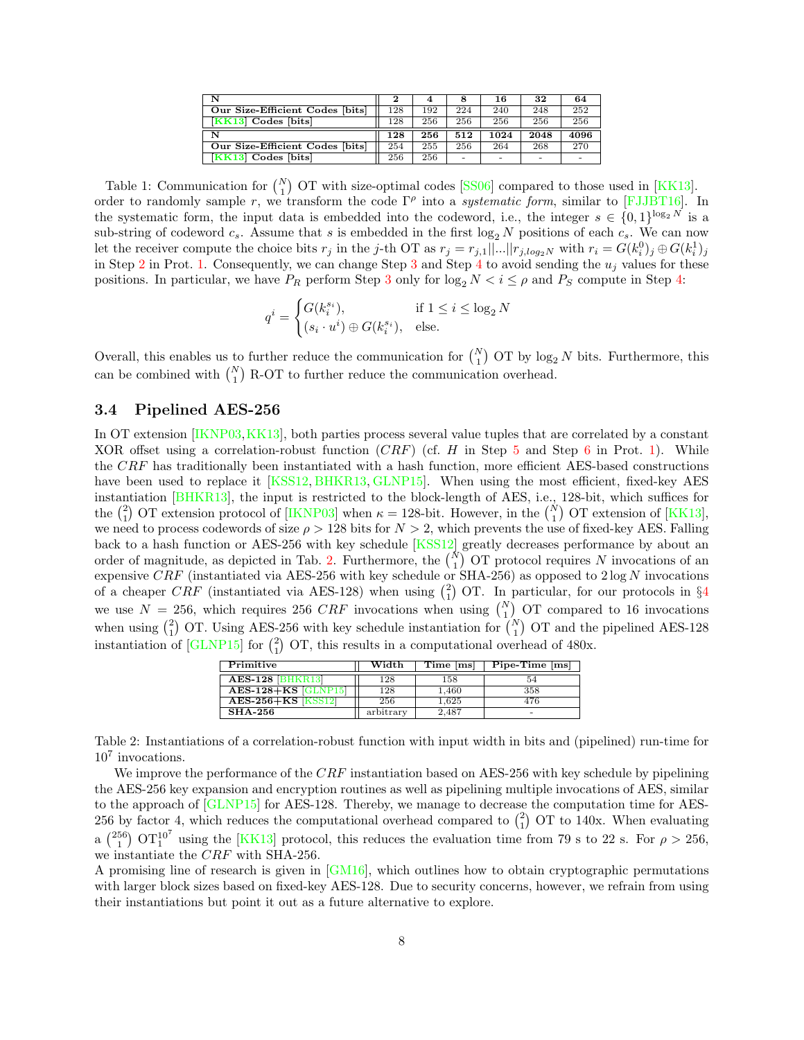| N | 2 | 4 | 8 | 16 | 32 | 64 |
|---|---|---|---|---|---|---|
| **Our Size-Efficient Codes [bits]** | 128 | 192 | 224 | 240 | 248 | 252 |
| **[KK13] Codes [bits]** | 128 | 256 | 256 | 256 | 256 | 256 |
| **N** | **128** | **256** | **512** | **1024** | **2048** | **4096** |
| **Our Size-Efficient Codes [bits]** | 254 | 255 | 256 | 264 | 268 | 270 |
| **[KK13] Codes [bits]** | 256 | 256 | - | - | - | - |

Table 1: Communication for $\binom{N}{1}$ OT with size-optimal codes [SS06] compared to those used in [KK13].

order to randomly sample $r$, we transform the code $\Gamma^\rho$ into a *systematic form*, similar to [FJJBT16]. In the systematic form, the input data is embedded into the codeword, i.e., the integer $s \in \{0,1\}^{\log_2 N}$ is a sub-string of codeword $c_s$. Assume that $s$ is embedded in the first $\log_2 N$ positions of each $c_s$. We can now let the receiver compute the choice bits $r_j$ in the $j$-th OT as $r_j = r_{j,1}||...||r_{j,log_2 N}$ with $r_i = G(k_i^0)_j \oplus G(k_i^1)_j$ in Step 2 in Prot. 1. Consequently, we can change Step 3 and Step 4 to avoid sending the $u_j$ values for these positions. In particular, we have $P_R$ perform Step 3 only for $\log_2 N < i \leq \rho$ and $P_S$ compute in Step 4:

$$q^i = \begin{cases} G(k_i^{s_i}), & \text{if } 1 \leq i \leq \log_2 N \\ (s_i \cdot u^i) \oplus G(k_i^{s_i}), & \text{else.} \end{cases}$$

Overall, this enables us to further reduce the communication for $\binom{N}{1}$ OT by $\log_2 N$ bits. Furthermore, this can be combined with $\binom{N}{1}$ R-OT to further reduce the communication overhead.

### 3.4 Pipelined AES-256

In OT extension [IKNP03, KK13], both parties process several value tuples that are correlated by a constant XOR offset using a correlation-robust function ($CRF$) (cf. $H$ in Step 5 and Step 6 in Prot. 1). While the $CRF$ has traditionally been instantiated with a hash function, more efficient AES-based constructions have been used to replace it [KSS12, BHKR13, GLNP15]. When using the most efficient, fixed-key AES instantiation [BHKR13], the input is restricted to the block-length of AES, i.e., 128-bit, which suffices for the $\binom{2}{1}$ OT extension protocol of [IKNP03] when $\kappa =$ 128-bit. However, in the $\binom{N}{1}$ OT extension of [KK13], we need to process codewords of size $\rho > 128$ bits for $N > 2$, which prevents the use of fixed-key AES. Falling back to a hash function or AES-256 with key schedule [KSS12] greatly decreases performance by about an order of magnitude, as depicted in Tab. 2. Furthermore, the $\binom{N}{1}$ OT protocol requires $N$ invocations of an expensive $CRF$ (instantiated via AES-256 with key schedule or SHA-256) as opposed to $2 \log N$ invocations of a cheaper $CRF$ (instantiated via AES-128) when using $\binom{2}{1}$ OT. In particular, for our protocols in §4 we use $N = 256$, which requires 256 $CRF$ invocations when using $\binom{N}{1}$ OT compared to 16 invocations when using $\binom{2}{1}$ OT. Using AES-256 with key schedule instantiation for $\binom{N}{1}$ OT and the pipelined AES-128 instantiation of [GLNP15] for $\binom{2}{1}$ OT, this results in a computational overhead of 480x.

| Primitive | Width | Time [ms] | Pipe-Time [ms] |
|---|---|---|---|
| **AES-128** [BHKR13] | 128 | 158 | 54 |
| **AES-128+KS** [GLNP15] | 128 | 1,460 | 358 |
| **AES-256+KS** [KSS12] | 256 | 1,625 | 476 |
| **SHA-256** | arbitrary | 2,487 | - |

Table 2: Instantiations of a correlation-robust function with input width in bits and (pipelined) run-time for $10^7$ invocations.

We improve the performance of the $CRF$ instantiation based on AES-256 with key schedule by pipelining the AES-256 key expansion and encryption routines as well as pipelining multiple invocations of AES, similar to the approach of [GLNP15] for AES-128. Thereby, we manage to decrease the computation time for AES-256 by factor 4, which reduces the computational overhead compared to $\binom{2}{1}$ OT to 140x. When evaluating a $\binom{256}{1}$ $\text{OT}_1^{10^7}$ using the [KK13] protocol, this reduces the evaluation time from 79 s to 22 s. For $\rho > 256$, we instantiate the $CRF$ with SHA-256.

A promising line of research is given in [GM16], which outlines how to obtain cryptographic permutations with larger block sizes based on fixed-key AES-128. Due to security concerns, however, we refrain from using their instantiations but point it out as a future alternative to explore.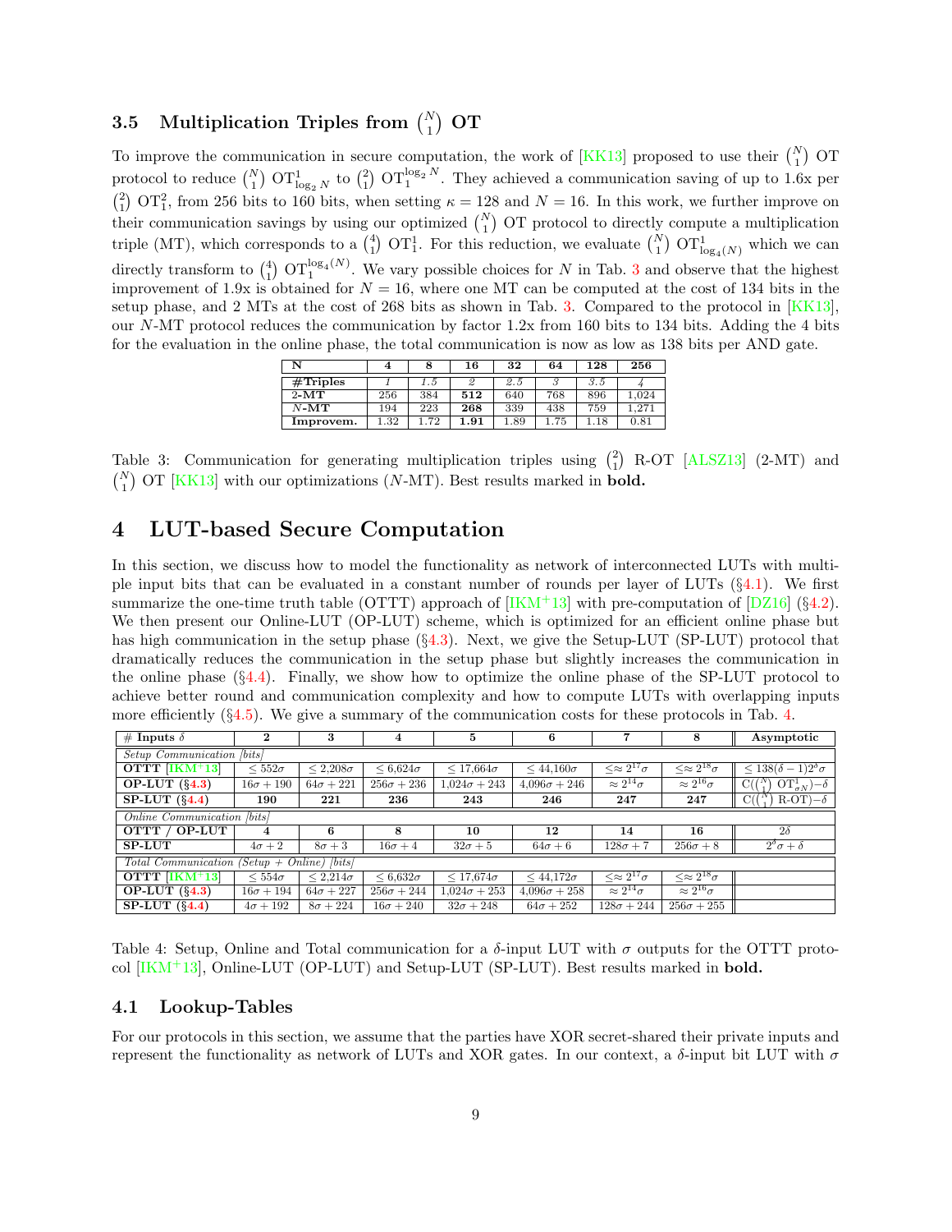### 3.5 Multiplication Triples from $\binom{N}{1}$ OT

To improve the communication in secure computation, the work of [KK13] proposed to use their $\binom{N}{1}$ OT protocol to reduce $\binom{N}{1}$ $\text{OT}^1_{\log_2 N}$ to $\binom{2}{1}$ $\text{OT}_1^{\log_2 N}$. They achieved a communication saving of up to 1.6x per $\binom{2}{1}$ $\text{OT}_1^2$, from 256 bits to 160 bits, when setting $\kappa = 128$ and $N = 16$. In this work, we further improve on their communication savings by using our optimized $\binom{N}{1}$ OT protocol to directly compute a multiplication triple (MT), which corresponds to a $\binom{4}{1}$ $\text{OT}_1^1$. For this reduction, we evaluate $\binom{N}{1}$ $\text{OT}^1_{\log_4(N)}$ which we can directly transform to $\binom{4}{1}$ $\text{OT}_1^{\log_4(N)}$. We vary possible choices for $N$ in Tab. 3 and observe that the highest improvement of 1.9x is obtained for $N = 16$, where one MT can be computed at the cost of 134 bits in the setup phase, and 2 MTs at the cost of 268 bits as shown in Tab. 3. Compared to the protocol in [KK13], our $N$-MT protocol reduces the communication by factor 1.2x from 160 bits to 134 bits. Adding the 4 bits for the evaluation in the online phase, the total communication is now as low as 138 bits per AND gate.

| N | 4 | 8 | 16 | 32 | 64 | 128 | 256 |
|---|---|---|---|---|---|---|---|
| **#Triples** | *1* | *1.5* | *2* | *2.5* | *3* | *3.5* | *4* |
| **2-MT** | 256 | 384 | **512** | 640 | 768 | 896 | 1,024 |
| **$N$-MT** | 194 | 223 | **268** | 339 | 438 | 759 | 1,271 |
| **Improvem.** | 1.32 | 1.72 | **1.91** | 1.89 | 1.75 | 1.18 | 0.81 |

Table 3: Communication for generating multiplication triples using $\binom{2}{1}$ R-OT [ALSZ13] (2-MT) and $\binom{N}{1}$ OT [KK13] with our optimizations ($N$-MT). Best results marked in **bold.**

## 4 LUT-based Secure Computation

In this section, we discuss how to model the functionality as network of interconnected LUTs with multiple input bits that can be evaluated in a constant number of rounds per layer of LUTs (§4.1). We first summarize the one-time truth table (OTTT) approach of [IKM+13] with pre-computation of [DZ16] (§4.2). We then present our Online-LUT (OP-LUT) scheme, which is optimized for an efficient online phase but has high communication in the setup phase (§4.3). Next, we give the Setup-LUT (SP-LUT) protocol that dramatically reduces the communication in the setup phase but slightly increases the communication in the online phase (§4.4). Finally, we show how to optimize the online phase of the SP-LUT protocol to achieve better round and communication complexity and how to compute LUTs with overlapping inputs more efficiently (§4.5). We give a summary of the communication costs for these protocols in Tab. 4.

| # Inputs $\delta$ | 2 | 3 | 4 | 5 | 6 | 7 | 8 | Asymptotic |
|---|---|---|---|---|---|---|---|---|
| *Setup Communication [bits]* | | | | | | | | |
| **OTTT [IKM+13]** | $\leq 552\sigma$ | $\leq 2{,}208\sigma$ | $\leq 6{,}624\sigma$ | $\leq 17{,}664\sigma$ | $\leq 44{,}160\sigma$ | $\leq\approx 2^{17}\sigma$ | $\leq\approx 2^{18}\sigma$ | $\leq 138(\delta-1)2^\delta\sigma$ |
| **OP-LUT (§4.3)** | $16\sigma + 190$ | $64\sigma + 221$ | $256\sigma + 236$ | $1{,}024\sigma + 243$ | $4{,}096\sigma + 246$ | $\approx 2^{14}\sigma$ | $\approx 2^{16}\sigma$ | $\text{C}(\binom{N}{1}\ \text{OT}^1_{\sigma N})-\delta$ |
| **SP-LUT (§4.4)** | **190** | **221** | **236** | **243** | **246** | **247** | **247** | $\text{C}(\binom{N}{1}\ \text{R-OT})-\delta$ |
| *Online Communication [bits]* | | | | | | | | |
| **OTTT / OP-LUT** | **4** | **6** | **8** | **10** | **12** | **14** | **16** | $2\delta$ |
| **SP-LUT** | $4\sigma + 2$ | $8\sigma + 3$ | $16\sigma + 4$ | $32\sigma + 5$ | $64\sigma + 6$ | $128\sigma + 7$ | $256\sigma + 8$ | $2^\delta\sigma + \delta$ |
| *Total Communication (Setup + Online) [bits]* | | | | | | | | |
| **OTTT [IKM+13]** | $\leq 554\sigma$ | $\leq 2{,}214\sigma$ | $\leq 6{,}632\sigma$ | $\leq 17{,}674\sigma$ | $\leq 44{,}172\sigma$ | $\leq\approx 2^{17}\sigma$ | $\leq\approx 2^{18}\sigma$ | |
| **OP-LUT (§4.3)** | $16\sigma + 194$ | $64\sigma + 227$ | $256\sigma + 244$ | $1{,}024\sigma + 253$ | $4{,}096\sigma + 258$ | $\approx 2^{14}\sigma$ | $\approx 2^{16}\sigma$ | |
| **SP-LUT (§4.4)** | $4\sigma + 192$ | $8\sigma + 224$ | $16\sigma + 240$ | $32\sigma + 248$ | $64\sigma + 252$ | $128\sigma + 244$ | $256\sigma + 255$ | |

Table 4: Setup, Online and Total communication for a $\delta$-input LUT with $\sigma$ outputs for the OTTT protocol [IKM+13], Online-LUT (OP-LUT) and Setup-LUT (SP-LUT). Best results marked in **bold.**

### 4.1 Lookup-Tables

For our protocols in this section, we assume that the parties have XOR secret-shared their private inputs and represent the functionality as network of LUTs and XOR gates. In our context, a $\delta$-input bit LUT with $\sigma$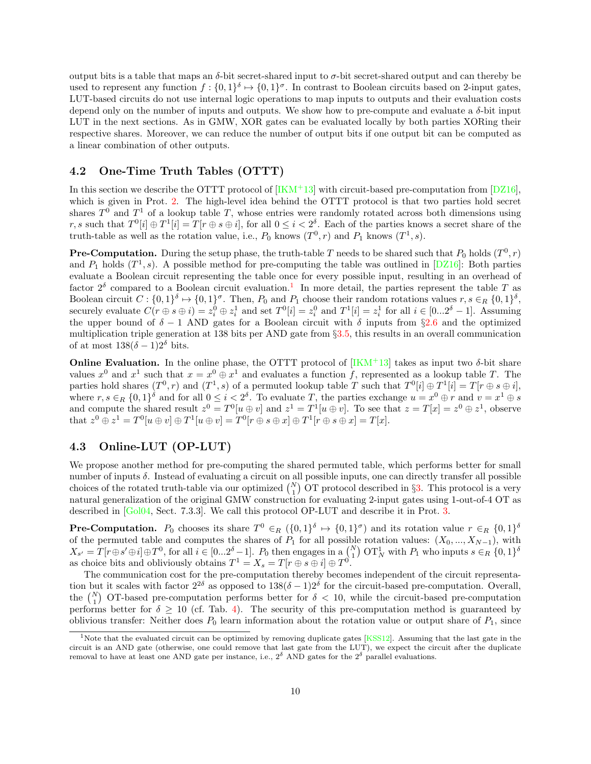output bits is a table that maps an $\delta$-bit secret-shared input to $\sigma$-bit secret-shared output and can thereby be used to represent any function $f : \{0,1\}^\delta \mapsto \{0,1\}^\sigma$. In contrast to Boolean circuits based on 2-input gates, LUT-based circuits do not use internal logic operations to map inputs to outputs and their evaluation costs depend only on the number of inputs and outputs. We show how to pre-compute and evaluate a $\delta$-bit input LUT in the next sections. As in GMW, XOR gates can be evaluated locally by both parties XORing their respective shares. Moreover, we can reduce the number of output bits if one output bit can be computed as a linear combination of other outputs.

### 4.2 One-Time Truth Tables (OTTT)

In this section we describe the OTTT protocol of [IKM+13] with circuit-based pre-computation from [DZ16], which is given in Prot. 2. The high-level idea behind the OTTT protocol is that two parties hold secret shares $T^0$ and $T^1$ of a lookup table $T$, whose entries were randomly rotated across both dimensions using $r, s$ such that $T^0[i] \oplus T^1[i] = T[r \oplus s \oplus i]$, for all $0 \leq i < 2^\delta$. Each of the parties knows a secret share of the truth-table as well as the rotation value, i.e., $P_0$ knows $(T^0, r)$ and $P_1$ knows $(T^1, s)$.

**Pre-Computation.** During the setup phase, the truth-table $T$ needs to be shared such that $P_0$ holds $(T^0, r)$ and $P_1$ holds $(T^1, s)$. A possible method for pre-computing the table was outlined in [DZ16]: Both parties evaluate a Boolean circuit representing the table once for every possible input, resulting in an overhead of factor $2^\delta$ compared to a Boolean circuit evaluation.[1] In more detail, the parties represent the table $T$ as Boolean circuit $C : \{0,1\}^\delta \mapsto \{0,1\}^\sigma$. Then, $P_0$ and $P_1$ choose their random rotations values $r, s \in_R \{0,1\}^\delta$, securely evaluate $C(r \oplus s \oplus i) = z_i^0 \oplus z_i^1$ and set $T^0[i] = z_i^0$ and $T^1[i] = z_i^1$ for all $i \in [0...2^\delta - 1]$. Assuming the upper bound of $\delta - 1$ AND gates for a Boolean circuit with $\delta$ inputs from §2.6 and the optimized multiplication triple generation at 138 bits per AND gate from §3.5, this results in an overall communication of at most $138(\delta - 1)2^\delta$ bits.

**Online Evaluation.** In the online phase, the OTTT protocol of [IKM+13] takes as input two $\delta$-bit share values $x^0$ and $x^1$ such that $x = x^0 \oplus x^1$ and evaluates a function $f$, represented as a lookup table $T$. The parties hold shares $(T^0, r)$ and $(T^1, s)$ of a permuted lookup table $T$ such that $T^0[i] \oplus T^1[i] = T[r \oplus s \oplus i]$, where $r, s \in_R \{0,1\}^\delta$ and for all $0 \leq i < 2^\delta$. To evaluate $T$, the parties exchange $u = x^0 \oplus r$ and $v = x^1 \oplus s$ and compute the shared result $z^0 = T^0[u \oplus v]$ and $z^1 = T^1[u \oplus v]$. To see that $z = T[x] = z^0 \oplus z^1$, observe that $z^0 \oplus z^1 = T^0[u \oplus v] \oplus T^1[u \oplus v] = T^0[r \oplus s \oplus x] \oplus T^1[r \oplus s \oplus x] = T[x]$.

### 4.3 Online-LUT (OP-LUT)

We propose another method for pre-computing the shared permuted table, which performs better for small number of inputs $\delta$. Instead of evaluating a circuit on all possible inputs, one can directly transfer all possible choices of the rotated truth-table via our optimized $\binom{N}{1}$ OT protocol described in §3. This protocol is a very natural generalization of the original GMW construction for evaluating 2-input gates using 1-out-of-4 OT as described in [Gol04, Sect. 7.3.3]. We call this protocol OP-LUT and describe it in Prot. 3.

**Pre-Computation.** $P_0$ chooses its share $T^0 \in_R (\{0,1\}^\delta \mapsto \{0,1\}^\sigma)$ and its rotation value $r \in_R \{0,1\}^\delta$ of the permuted table and computes the shares of $P_1$ for all possible rotation values: $(X_0, ..., X_{N-1})$, with $X_{s'} = T[r \oplus s' \oplus i] \oplus T^0$, for all $i \in [0...2^\delta - 1]$. $P_0$ then engages in a $\binom{N}{1}$ $\text{OT}_N^1$ with $P_1$ who inputs $s \in_R \{0,1\}^\delta$ as choice bits and obliviously obtains $T^1 = X_s = T[r \oplus s \oplus i] \oplus T^0$.

The communication cost for the pre-computation thereby becomes independent of the circuit representation but it scales with factor $2^{2\delta}$ as opposed to $138(\delta - 1)2^\delta$ for the circuit-based pre-computation. Overall, the $\binom{N}{1}$ OT-based pre-computation performs better for $\delta < 10$, while the circuit-based pre-computation performs better for $\delta \geq 10$ (cf. Tab. 4). The security of this pre-computation method is guaranteed by oblivious transfer: Neither does $P_0$ learn information about the rotation value or output share of $P_1$, since

---

[1] Note that the evaluated circuit can be optimized by removing duplicate gates [KSS12]. Assuming that the last gate in the circuit is an AND gate (otherwise, one could remove that last gate from the LUT), we expect the circuit after the duplicate removal to have at least one AND gate per instance, i.e., $2^\delta$ AND gates for the $2^\delta$ parallel evaluations.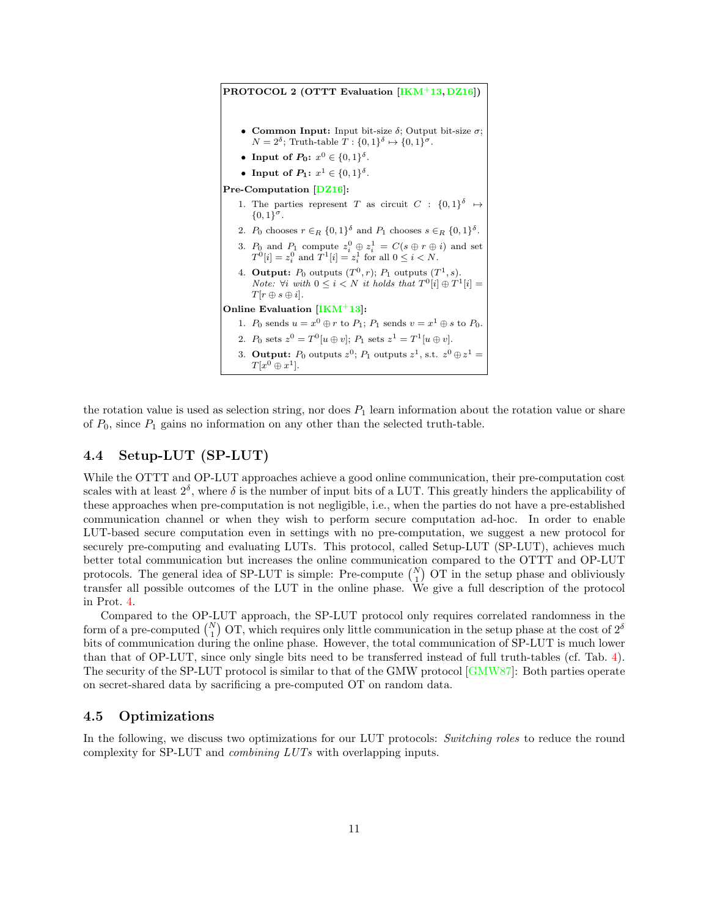**PROTOCOL 2 (OTTT Evaluation [IKM+13, DZ16])**

- **Common Input:** Input bit-size $\delta$; Output bit-size $\sigma$; $N = 2^\delta$; Truth-table $T : \{0,1\}^\delta \mapsto \{0,1\}^\sigma$.
- **Input of $P_0$:** $x^0 \in \{0,1\}^\delta$.
- **Input of $P_1$:** $x^1 \in \{0,1\}^\delta$.

**Pre-Computation [DZ16]:**

1. The parties represent $T$ as circuit $C : \{0,1\}^\delta \mapsto \{0,1\}^\sigma$.
2. $P_0$ chooses $r \in_R \{0,1\}^\delta$ and $P_1$ chooses $s \in_R \{0,1\}^\delta$.
3. $P_0$ and $P_1$ compute $z_i^0 \oplus z_i^1 = C(s \oplus r \oplus i)$ and set $T^0[i] = z_i^0$ and $T^1[i] = z_i^1$ for all $0 \leq i < N$.
4. **Output:** $P_0$ outputs $(T^0, r)$; $P_1$ outputs $(T^1, s)$. *Note: $\forall i$ with $0 \leq i < N$ it holds that $T^0[i] \oplus T^1[i] = T[r \oplus s \oplus i]$.*

**Online Evaluation [IKM+13]:**

1. $P_0$ sends $u = x^0 \oplus r$ to $P_1$; $P_1$ sends $v = x^1 \oplus s$ to $P_0$.
2. $P_0$ sets $z^0 = T^0[u \oplus v]$; $P_1$ sets $z^1 = T^1[u \oplus v]$.
3. **Output:** $P_0$ outputs $z^0$; $P_1$ outputs $z^1$, s.t. $z^0 \oplus z^1 = T[x^0 \oplus x^1]$.

the rotation value is used as selection string, nor does $P_1$ learn information about the rotation value or share of $P_0$, since $P_1$ gains no information on any other than the selected truth-table.

### 4.4 Setup-LUT (SP-LUT)

While the OTTT and OP-LUT approaches achieve a good online communication, their pre-computation cost scales with at least $2^\delta$, where $\delta$ is the number of input bits of a LUT. This greatly hinders the applicability of these approaches when pre-computation is not negligible, i.e., when the parties do not have a pre-established communication channel or when they wish to perform secure computation ad-hoc. In order to enable LUT-based secure computation even in settings with no pre-computation, we suggest a new protocol for securely pre-computing and evaluating LUTs. This protocol, called Setup-LUT (SP-LUT), achieves much better total communication but increases the online communication compared to the OTTT and OP-LUT protocols. The general idea of SP-LUT is simple: Pre-compute $\binom{N}{1}$ OT in the setup phase and obliviously transfer all possible outcomes of the LUT in the online phase. We give a full description of the protocol in Prot. 4.

Compared to the OP-LUT approach, the SP-LUT protocol only requires correlated randomness in the form of a pre-computed $\binom{N}{1}$ OT, which requires only little communication in the setup phase at the cost of $2^\delta$ bits of communication during the online phase. However, the total communication of SP-LUT is much lower than that of OP-LUT, since only single bits need to be transferred instead of full truth-tables (cf. Tab. 4). The security of the SP-LUT protocol is similar to that of the GMW protocol [GMW87]: Both parties operate on secret-shared data by sacrificing a pre-computed OT on random data.

### 4.5 Optimizations

In the following, we discuss two optimizations for our LUT protocols: *Switching roles* to reduce the round complexity for SP-LUT and *combining LUTs* with overlapping inputs.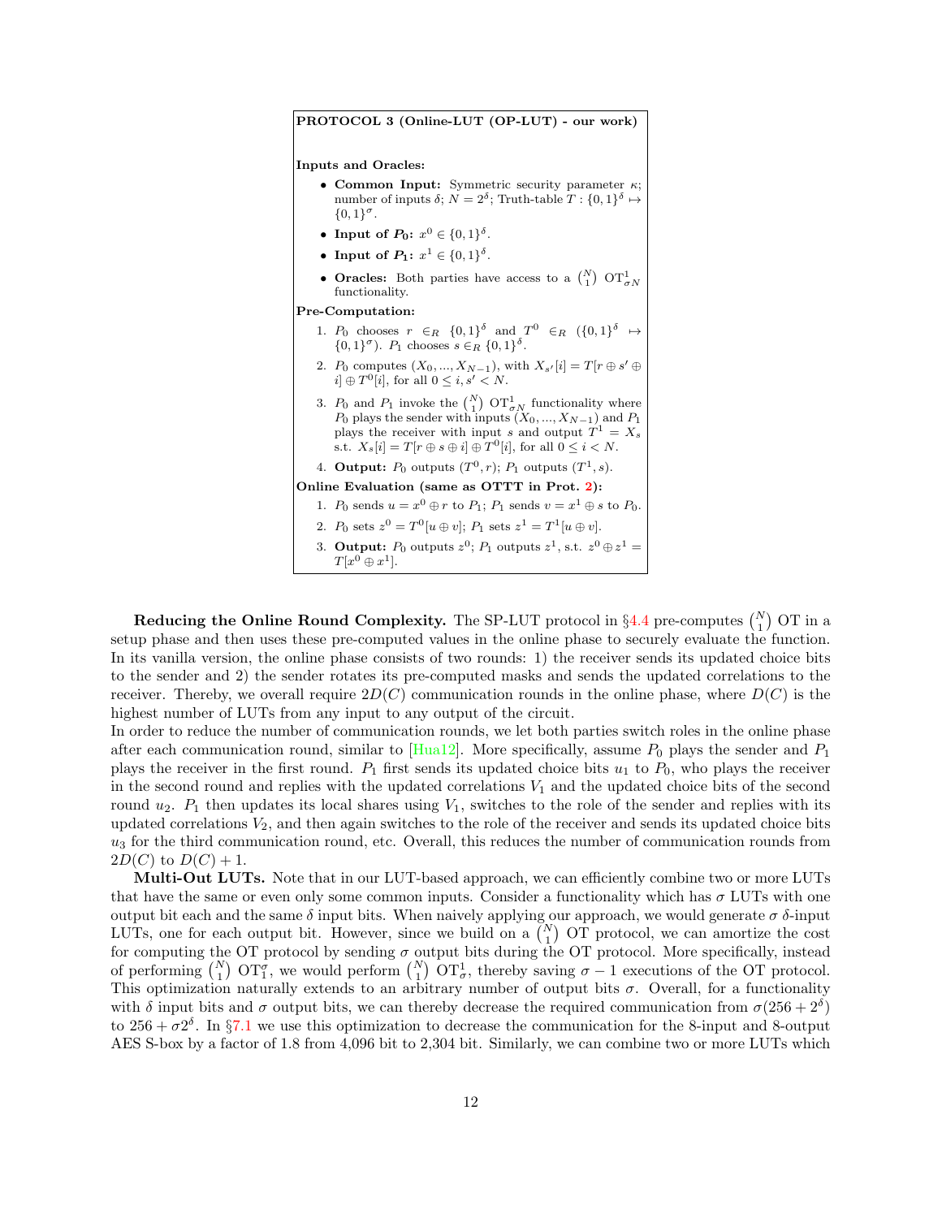**PROTOCOL 3 (Online-LUT (OP-LUT) - our work)**

**Inputs and Oracles:**

- **Common Input:** Symmetric security parameter $\kappa$; number of inputs $\delta$; $N = 2^\delta$; Truth-table $T : \{0,1\}^\delta \mapsto \{0,1\}^\sigma$.
- **Input of $P_0$:** $x^0 \in \{0,1\}^\delta$.
- **Input of $P_1$:** $x^1 \in \{0,1\}^\delta$.
- **Oracles:** Both parties have access to a $\binom{N}{1}$ $\mathrm{OT}^1_{\sigma N}$ functionality.

**Pre-Computation:**

1. $P_0$ chooses $r \in_R \{0,1\}^\delta$ and $T^0 \in_R (\{0,1\}^\delta \mapsto \{0,1\}^\sigma)$. $P_1$ chooses $s \in_R \{0,1\}^\delta$.
2. $P_0$ computes $(X_0, ..., X_{N-1})$, with $X_{s'}[i] = T[r \oplus s' \oplus i] \oplus T^0[i]$, for all $0 \leq i, s' < N$.
3. $P_0$ and $P_1$ invoke the $\binom{N}{1}$ $\mathrm{OT}^1_{\sigma N}$ functionality where $P_0$ plays the sender with inputs $(X_0, ..., X_{N-1})$ and $P_1$ plays the receiver with input $s$ and output $T^1 = X_s$ s.t. $X_s[i] = T[r \oplus s \oplus i] \oplus T^0[i]$, for all $0 \leq i < N$.
4. **Output:** $P_0$ outputs $(T^0, r)$; $P_1$ outputs $(T^1, s)$.

**Online Evaluation (same as OTTT in Prot. 2):**

1. $P_0$ sends $u = x^0 \oplus r$ to $P_1$; $P_1$ sends $v = x^1 \oplus s$ to $P_0$.
2. $P_0$ sets $z^0 = T^0[u \oplus v]$; $P_1$ sets $z^1 = T^1[u \oplus v]$.
3. **Output:** $P_0$ outputs $z^0$; $P_1$ outputs $z^1$, s.t. $z^0 \oplus z^1 = T[x^0 \oplus x^1]$.

**Reducing the Online Round Complexity.** The SP-LUT protocol in §4.4 pre-computes $\binom{N}{1}$ OT in a setup phase and then uses these pre-computed values in the online phase to securely evaluate the function. In its vanilla version, the online phase consists of two rounds: 1) the receiver sends its updated choice bits to the sender and 2) the sender rotates its pre-computed masks and sends the updated correlations to the receiver. Thereby, we overall require $2D(C)$ communication rounds in the online phase, where $D(C)$ is the highest number of LUTs from any input to any output of the circuit.
In order to reduce the number of communication rounds, we let both parties switch roles in the online phase after each communication round, similar to [Hua12]. More specifically, assume $P_0$ plays the sender and $P_1$ plays the receiver in the first round. $P_1$ first sends its updated choice bits $u_1$ to $P_0$, who plays the receiver in the second round and replies with the updated correlations $V_1$ and the updated choice bits of the second round $u_2$. $P_1$ then updates its local shares using $V_1$, switches to the role of the sender and replies with its updated correlations $V_2$, and then again switches to the role of the receiver and sends its updated choice bits $u_3$ for the third communication round, etc. Overall, this reduces the number of communication rounds from $2D(C)$ to $D(C) + 1$.

**Multi-Out LUTs.** Note that in our LUT-based approach, we can efficiently combine two or more LUTs that have the same or even only some common inputs. Consider a functionality which has $\sigma$ LUTs with one output bit each and the same $\delta$ input bits. When naively applying our approach, we would generate $\sigma$ $\delta$-input LUTs, one for each output bit. However, since we build on a $\binom{N}{1}$ OT protocol, we can amortize the cost for computing the OT protocol by sending $\sigma$ output bits during the OT protocol. More specifically, instead of performing $\binom{N}{1}$ $\mathrm{OT}^\sigma_1$, we would perform $\binom{N}{1}$ $\mathrm{OT}^1_\sigma$, thereby saving $\sigma - 1$ executions of the OT protocol. This optimization naturally extends to an arbitrary number of output bits $\sigma$. Overall, for a functionality with $\delta$ input bits and $\sigma$ output bits, we can thereby decrease the required communication from $\sigma(256 + 2^\delta)$ to $256 + \sigma 2^\delta$. In §7.1 we use this optimization to decrease the communication for the 8-input and 8-output AES S-box by a factor of 1.8 from 4,096 bit to 2,304 bit. Similarly, we can combine two or more LUTs which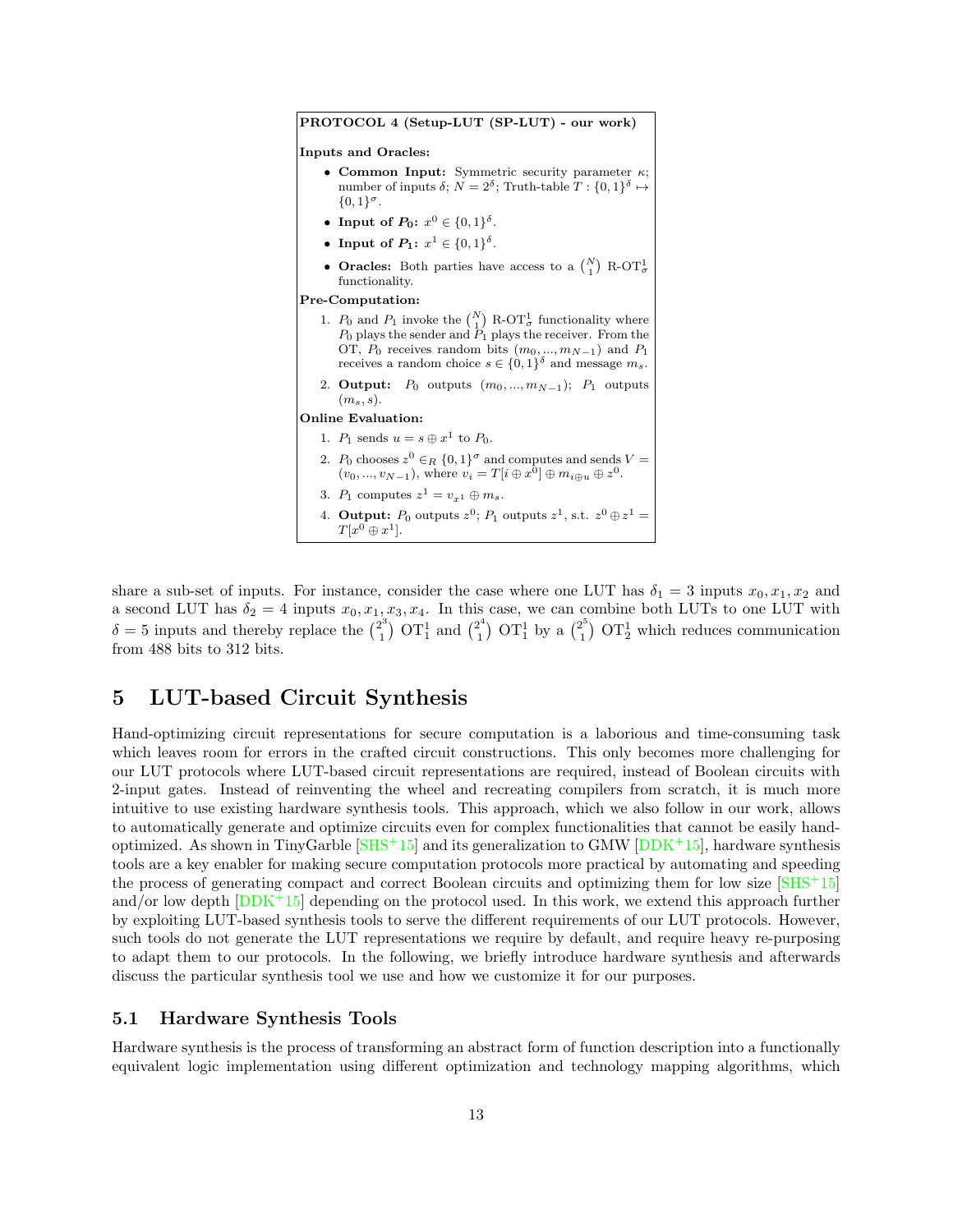**PROTOCOL 4 (Setup-LUT (SP-LUT) - our work)**

**Inputs and Oracles:**

- **Common Input:** Symmetric security parameter $\kappa$; number of inputs $\delta$; $N = 2^\delta$; Truth-table $T : \{0,1\}^\delta \mapsto \{0,1\}^\sigma$.
- **Input of $P_0$:** $x^0 \in \{0,1\}^\delta$.
- **Input of $P_1$:** $x^1 \in \{0,1\}^\delta$.
- **Oracles:** Both parties have access to a $\binom{N}{1}$ R-OT$^1_\sigma$ functionality.

**Pre-Computation:**

1. $P_0$ and $P_1$ invoke the $\binom{N}{1}$ R-OT$^1_\sigma$ functionality where $P_0$ plays the sender and $P_1$ plays the receiver. From the OT, $P_0$ receives random bits $(m_0, ..., m_{N-1})$ and $P_1$ receives a random choice $s \in \{0,1\}^\delta$ and message $m_s$.
2. **Output:** $P_0$ outputs $(m_0, ..., m_{N-1})$; $P_1$ outputs $(m_s, s)$.

**Online Evaluation:**

1. $P_1$ sends $u = s \oplus x^1$ to $P_0$.
2. $P_0$ chooses $z^0 \in_R \{0,1\}^\sigma$ and computes and sends $V = (v_0, ..., v_{N-1})$, where $v_i = T[i \oplus x^0] \oplus m_{i \oplus u} \oplus z^0$.
3. $P_1$ computes $z^1 = v_{x^1} \oplus m_s$.
4. **Output:** $P_0$ outputs $z^0$; $P_1$ outputs $z^1$, s.t. $z^0 \oplus z^1 = T[x^0 \oplus x^1]$.

share a sub-set of inputs. For instance, consider the case where one LUT has $\delta_1 = 3$ inputs $x_0, x_1, x_2$ and a second LUT has $\delta_2 = 4$ inputs $x_0, x_1, x_3, x_4$. In this case, we can combine both LUTs to one LUT with $\delta = 5$ inputs and thereby replace the $\binom{2^3}{1}$ OT$^1_1$ and $\binom{2^4}{1}$ OT$^1_1$ by a $\binom{2^5}{1}$ OT$^1_2$ which reduces communication from 488 bits to 312 bits.

# 5 LUT-based Circuit Synthesis

Hand-optimizing circuit representations for secure computation is a laborious and time-consuming task which leaves room for errors in the crafted circuit constructions. This only becomes more challenging for our LUT protocols where LUT-based circuit representations are required, instead of Boolean circuits with 2-input gates. Instead of reinventing the wheel and recreating compilers from scratch, it is much more intuitive to use existing hardware synthesis tools. This approach, which we also follow in our work, allows to automatically generate and optimize circuits even for complex functionalities that cannot be easily hand-optimized. As shown in TinyGarble [SHS+15] and its generalization to GMW [DDK+15], hardware synthesis tools are a key enabler for making secure computation protocols more practical by automating and speeding the process of generating compact and correct Boolean circuits and optimizing them for low size [SHS+15] and/or low depth [DDK+15] depending on the protocol used. In this work, we extend this approach further by exploiting LUT-based synthesis tools to serve the different requirements of our LUT protocols. However, such tools do not generate the LUT representations we require by default, and require heavy re-purposing to adapt them to our protocols. In the following, we briefly introduce hardware synthesis and afterwards discuss the particular synthesis tool we use and how we customize it for our purposes.

## 5.1 Hardware Synthesis Tools

Hardware synthesis is the process of transforming an abstract form of function description into a functionally equivalent logic implementation using different optimization and technology mapping algorithms, which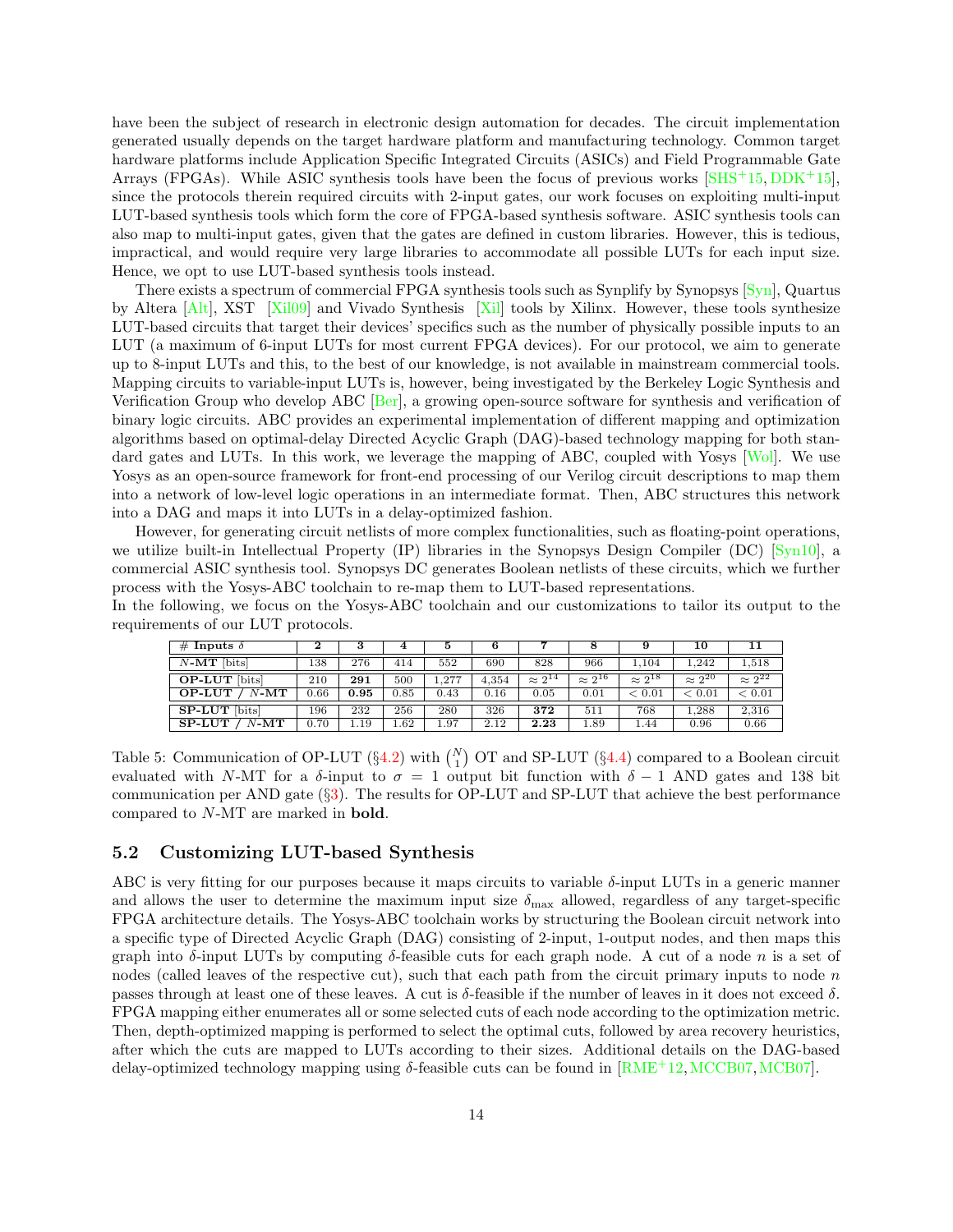have been the subject of research in electronic design automation for decades. The circuit implementation generated usually depends on the target hardware platform and manufacturing technology. Common target hardware platforms include Application Specific Integrated Circuits (ASICs) and Field Programmable Gate Arrays (FPGAs). While ASIC synthesis tools have been the focus of previous works [SHS+15, DDK+15], since the protocols therein required circuits with 2-input gates, our work focuses on exploiting multi-input LUT-based synthesis tools which form the core of FPGA-based synthesis software. ASIC synthesis tools can also map to multi-input gates, given that the gates are defined in custom libraries. However, this is tedious, impractical, and would require very large libraries to accommodate all possible LUTs for each input size. Hence, we opt to use LUT-based synthesis tools instead.

There exists a spectrum of commercial FPGA synthesis tools such as Synplify by Synopsys [Syn], Quartus by Altera [Alt], XST [Xil09] and Vivado Synthesis [Xil] tools by Xilinx. However, these tools synthesize LUT-based circuits that target their devices' specifics such as the number of physically possible inputs to an LUT (a maximum of 6-input LUTs for most current FPGA devices). For our protocol, we aim to generate up to 8-input LUTs and this, to the best of our knowledge, is not available in mainstream commercial tools. Mapping circuits to variable-input LUTs is, however, being investigated by the Berkeley Logic Synthesis and Verification Group who develop ABC [Ber], a growing open-source software for synthesis and verification of binary logic circuits. ABC provides an experimental implementation of different mapping and optimization algorithms based on optimal-delay Directed Acyclic Graph (DAG)-based technology mapping for both standard gates and LUTs. In this work, we leverage the mapping of ABC, coupled with Yosys [Wol]. We use Yosys as an open-source framework for front-end processing of our Verilog circuit descriptions to map them into a network of low-level logic operations in an intermediate format. Then, ABC structures this network into a DAG and maps it into LUTs in a delay-optimized fashion.

However, for generating circuit netlists of more complex functionalities, such as floating-point operations, we utilize built-in Intellectual Property (IP) libraries in the Synopsys Design Compiler (DC) [Syn10], a commercial ASIC synthesis tool. Synopsys DC generates Boolean netlists of these circuits, which we further process with the Yosys-ABC toolchain to re-map them to LUT-based representations.
In the following, we focus on the Yosys-ABC toolchain and our customizations to tailor its output to the requirements of our LUT protocols.

| # **Inputs** $\delta$ | **2** | **3** | **4** | **5** | **6** | **7** | **8** | **9** | **10** | **11** |
|---|---|---|---|---|---|---|---|---|---|---|
| $N$-**MT** [bits] | 138 | 276 | 414 | 552 | 690 | 828 | 966 | 1,104 | 1,242 | 1,518 |
| **OP-LUT** [bits] | 210 | **291** | 500 | 1,277 | 4,354 | $\approx 2^{14}$ | $\approx 2^{16}$ | $\approx 2^{18}$ | $\approx 2^{20}$ | $\approx 2^{22}$ |
| **OP-LUT** / $N$-**MT** | 0.66 | **0.95** | 0.85 | 0.43 | 0.16 | 0.05 | 0.01 | $< 0.01$ | $< 0.01$ | $< 0.01$ |
| **SP-LUT** [bits] | 196 | 232 | 256 | 280 | 326 | **372** | 511 | 768 | 1,288 | 2,316 |
| **SP-LUT** / $N$-**MT** | 0.70 | 1.19 | 1.62 | 1.97 | 2.12 | **2.23** | 1.89 | 1.44 | 0.96 | 0.66 |

Table 5: Communication of OP-LUT (§4.2) with $\binom{N}{1}$ OT and SP-LUT (§4.4) compared to a Boolean circuit evaluated with $N$-MT for a $\delta$-input to $\sigma = 1$ output bit function with $\delta - 1$ AND gates and 138 bit communication per AND gate (§3). The results for OP-LUT and SP-LUT that achieve the best performance compared to $N$-MT are marked in **bold**.

## 5.2 Customizing LUT-based Synthesis

ABC is very fitting for our purposes because it maps circuits to variable $\delta$-input LUTs in a generic manner and allows the user to determine the maximum input size $\delta_{\max}$ allowed, regardless of any target-specific FPGA architecture details. The Yosys-ABC toolchain works by structuring the Boolean circuit network into a specific type of Directed Acyclic Graph (DAG) consisting of 2-input, 1-output nodes, and then maps this graph into $\delta$-input LUTs by computing $\delta$-feasible cuts for each graph node. A cut of a node $n$ is a set of nodes (called leaves of the respective cut), such that each path from the circuit primary inputs to node $n$ passes through at least one of these leaves. A cut is $\delta$-feasible if the number of leaves in it does not exceed $\delta$. FPGA mapping either enumerates all or some selected cuts of each node according to the optimization metric. Then, depth-optimized mapping is performed to select the optimal cuts, followed by area recovery heuristics, after which the cuts are mapped to LUTs according to their sizes. Additional details on the DAG-based delay-optimized technology mapping using $\delta$-feasible cuts can be found in [RME+12, MCCB07, MCB07].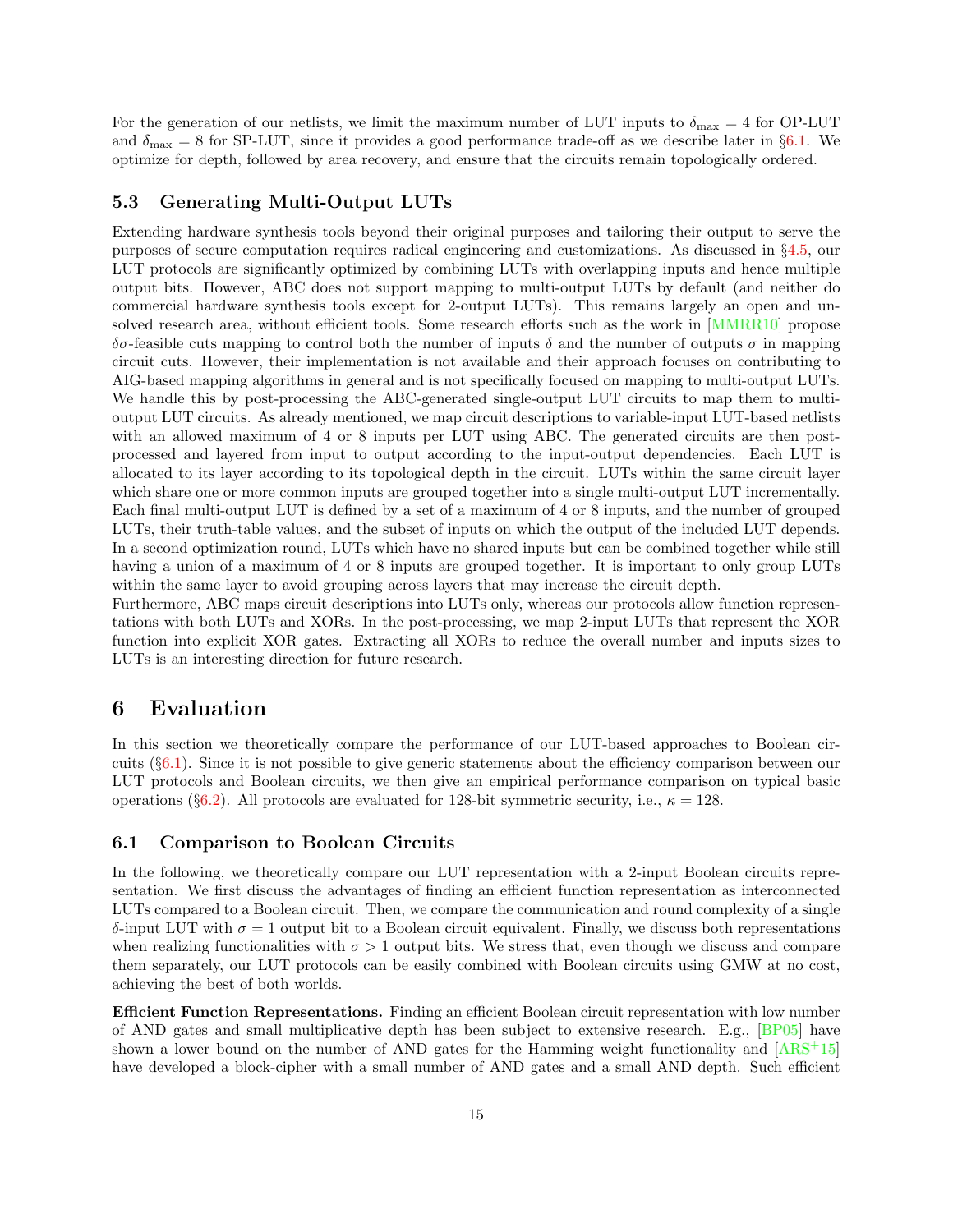For the generation of our netlists, we limit the maximum number of LUT inputs to $\delta_{\max} = 4$ for OP-LUT and $\delta_{\max} = 8$ for SP-LUT, since it provides a good performance trade-off as we describe later in §6.1. We optimize for depth, followed by area recovery, and ensure that the circuits remain topologically ordered.

### 5.3 Generating Multi-Output LUTs

Extending hardware synthesis tools beyond their original purposes and tailoring their output to serve the purposes of secure computation requires radical engineering and customizations. As discussed in §4.5, our LUT protocols are significantly optimized by combining LUTs with overlapping inputs and hence multiple output bits. However, ABC does not support mapping to multi-output LUTs by default (and neither do commercial hardware synthesis tools except for 2-output LUTs). This remains largely an open and unsolved research area, without efficient tools. Some research efforts such as the work in [MMRR10] propose $\delta\sigma$-feasible cuts mapping to control both the number of inputs $\delta$ and the number of outputs $\sigma$ in mapping circuit cuts. However, their implementation is not available and their approach focuses on contributing to AIG-based mapping algorithms in general and is not specifically focused on mapping to multi-output LUTs. We handle this by post-processing the ABC-generated single-output LUT circuits to map them to multi-output LUT circuits. As already mentioned, we map circuit descriptions to variable-input LUT-based netlists with an allowed maximum of 4 or 8 inputs per LUT using ABC. The generated circuits are then post-processed and layered from input to output according to the input-output dependencies. Each LUT is allocated to its layer according to its topological depth in the circuit. LUTs within the same circuit layer which share one or more common inputs are grouped together into a single multi-output LUT incrementally. Each final multi-output LUT is defined by a set of a maximum of 4 or 8 inputs, and the number of grouped LUTs, their truth-table values, and the subset of inputs on which the output of the included LUT depends. In a second optimization round, LUTs which have no shared inputs but can be combined together while still having a union of a maximum of 4 or 8 inputs are grouped together. It is important to only group LUTs within the same layer to avoid grouping across layers that may increase the circuit depth.
Furthermore, ABC maps circuit descriptions into LUTs only, whereas our protocols allow function representations with both LUTs and XORs. In the post-processing, we map 2-input LUTs that represent the XOR function into explicit XOR gates. Extracting all XORs to reduce the overall number and inputs sizes to LUTs is an interesting direction for future research.

## 6 Evaluation

In this section we theoretically compare the performance of our LUT-based approaches to Boolean circuits (§6.1). Since it is not possible to give generic statements about the efficiency comparison between our LUT protocols and Boolean circuits, we then give an empirical performance comparison on typical basic operations (§6.2). All protocols are evaluated for 128-bit symmetric security, i.e., $\kappa = 128$.

### 6.1 Comparison to Boolean Circuits

In the following, we theoretically compare our LUT representation with a 2-input Boolean circuits representation. We first discuss the advantages of finding an efficient function representation as interconnected LUTs compared to a Boolean circuit. Then, we compare the communication and round complexity of a single $\delta$-input LUT with $\sigma = 1$ output bit to a Boolean circuit equivalent. Finally, we discuss both representations when realizing functionalities with $\sigma > 1$ output bits. We stress that, even though we discuss and compare them separately, our LUT protocols can be easily combined with Boolean circuits using GMW at no cost, achieving the best of both worlds.

**Efficient Function Representations.** Finding an efficient Boolean circuit representation with low number of AND gates and small multiplicative depth has been subject to extensive research. E.g., [BP05] have shown a lower bound on the number of AND gates for the Hamming weight functionality and [ARS+15] have developed a block-cipher with a small number of AND gates and a small AND depth. Such efficient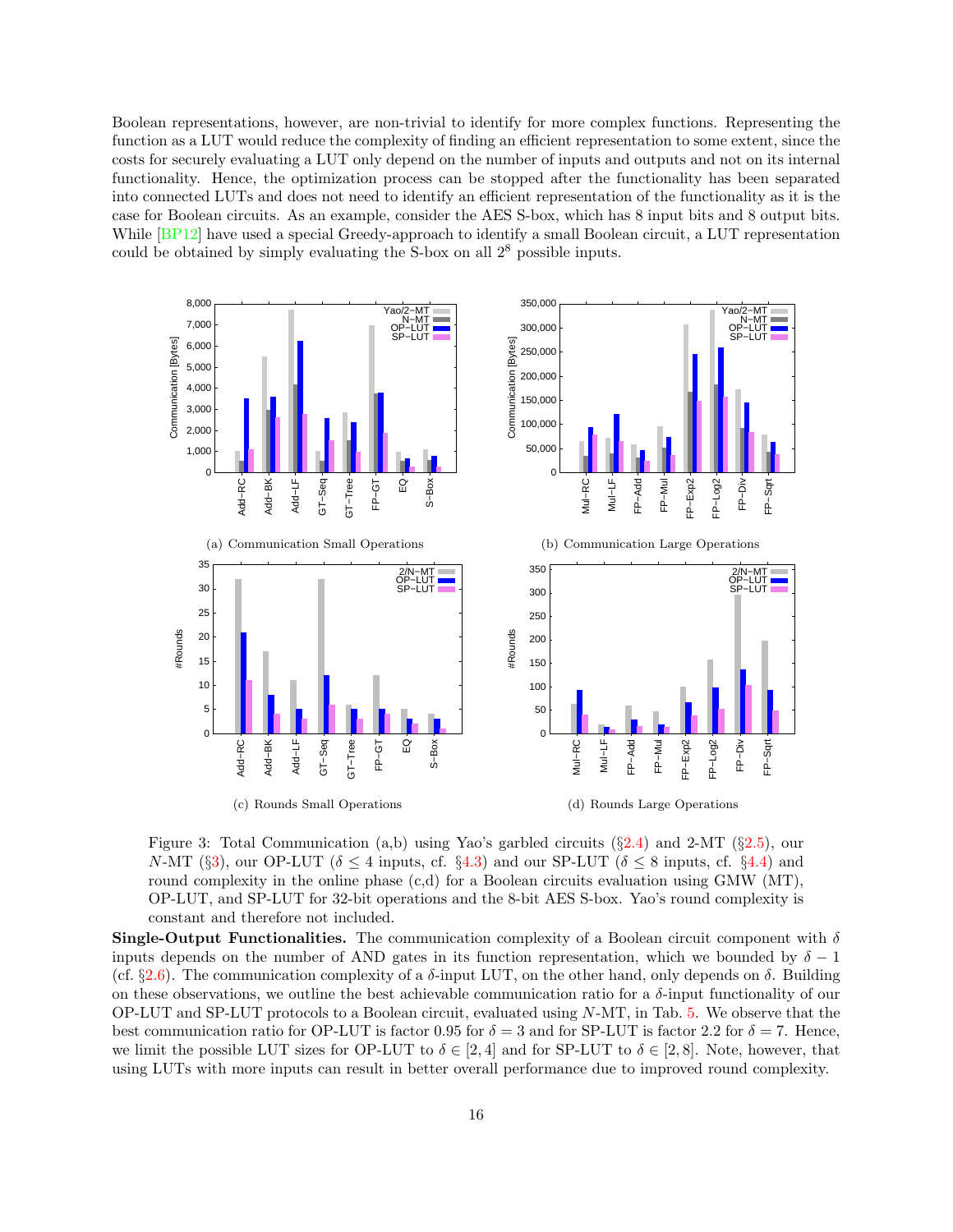Boolean representations, however, are non-trivial to identify for more complex functions. Representing the function as a LUT would reduce the complexity of finding an efficient representation to some extent, since the costs for securely evaluating a LUT only depend on the number of inputs and outputs and not on its internal functionality. Hence, the optimization process can be stopped after the functionality has been separated into connected LUTs and does not need to identify an efficient representation of the functionality as it is the case for Boolean circuits. As an example, consider the AES S-box, which has 8 input bits and 8 output bits. While [BP12] have used a special Greedy-approach to identify a small Boolean circuit, a LUT representation could be obtained by simply evaluating the S-box on all $2^8$ possible inputs.

(a) Communication Small Operations

(b) Communication Large Operations

(c) Rounds Small Operations

(d) Rounds Large Operations

Figure 3: Total Communication (a,b) using Yao's garbled circuits (§2.4) and 2-MT (§2.5), our $N$-MT (§3), our OP-LUT ($\delta \leq 4$ inputs, cf. §4.3) and our SP-LUT ($\delta \leq 8$ inputs, cf. §4.4) and round complexity in the online phase (c,d) for a Boolean circuits evaluation using GMW (MT), OP-LUT, and SP-LUT for 32-bit operations and the 8-bit AES S-box. Yao's round complexity is constant and therefore not included.

**Single-Output Functionalities.** The communication complexity of a Boolean circuit component with $\delta$ inputs depends on the number of AND gates in its function representation, which we bounded by $\delta - 1$ (cf. §2.6). The communication complexity of a $\delta$-input LUT, on the other hand, only depends on $\delta$. Building on these observations, we outline the best achievable communication ratio for a $\delta$-input functionality of our OP-LUT and SP-LUT protocols to a Boolean circuit, evaluated using $N$-MT, in Tab. 5. We observe that the best communication ratio for OP-LUT is factor 0.95 for $\delta = 3$ and for SP-LUT is factor 2.2 for $\delta = 7$. Hence, we limit the possible LUT sizes for OP-LUT to $\delta \in [2, 4]$ and for SP-LUT to $\delta \in [2, 8]$. Note, however, that using LUTs with more inputs can result in better overall performance due to improved round complexity.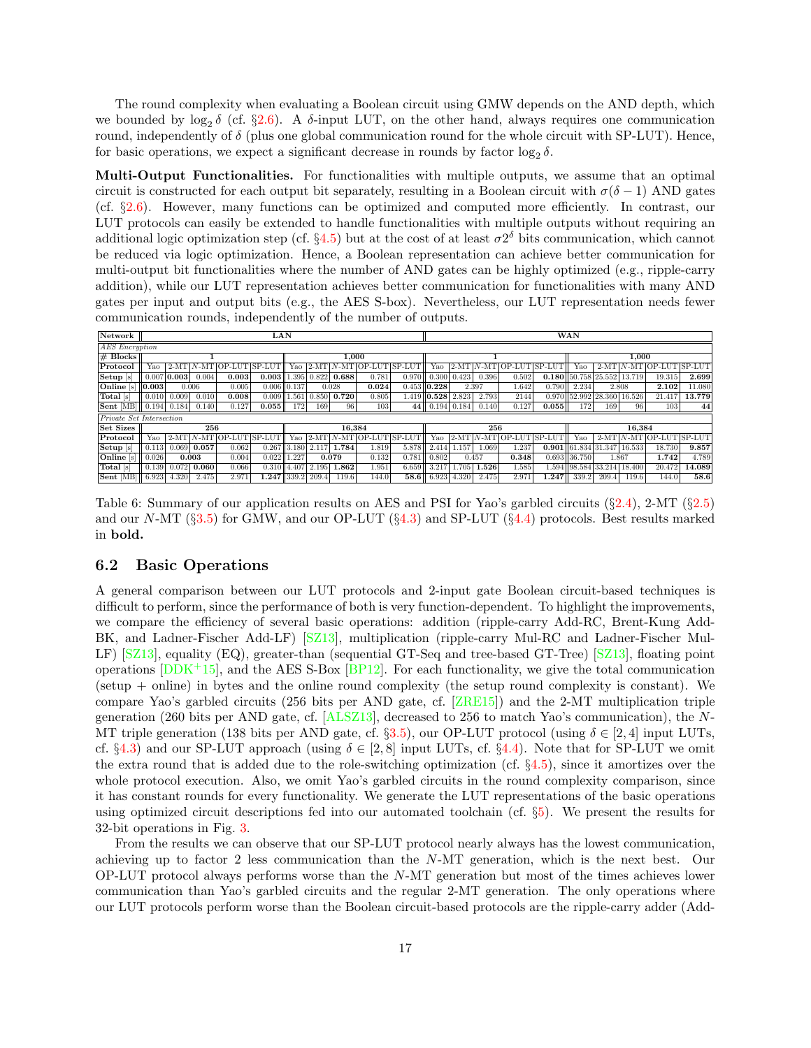The round complexity when evaluating a Boolean circuit using GMW depends on the AND depth, which we bounded by $\log_2 \delta$ (cf. §2.6). A $\delta$-input LUT, on the other hand, always requires one communication round, independently of $\delta$ (plus one global communication round for the whole circuit with SP-LUT). Hence, for basic operations, we expect a significant decrease in rounds by factor $\log_2 \delta$.

**Multi-Output Functionalities.** For functionalities with multiple outputs, we assume that an optimal circuit is constructed for each output bit separately, resulting in a Boolean circuit with $\sigma(\delta - 1)$ AND gates (cf. §2.6). However, many functions can be optimized and computed more efficiently. In contrast, our LUT protocols can easily be extended to handle functionalities with multiple outputs without requiring an additional logic optimization step (cf. §4.5) but at the cost of at least $\sigma 2^\delta$ bits communication, which cannot be reduced via logic optimization. Hence, a Boolean representation can achieve better communication for multi-output bit functionalities where the number of AND gates can be highly optimized (e.g., ripple-carry addition), while our LUT representation achieves better communication for functionalities with many AND gates per input and output bits (e.g., the AES S-box). Nevertheless, our LUT representation needs fewer communication rounds, independently of the number of outputs.

| Network | LAN | | | | | | | | | | WAN | | | | | | | | | |
|---|---|---|---|---|---|---|---|---|---|---|---|---|---|---|---|---|---|---|---|---|
| *AES Encryption* | | | | | | | | | | | | | | | | | | | | |
| # Blocks | 1 | | | | | 1,000 | | | | | 1 | | | | | 1,000 | | | | |
| Protocol | Yao | 2-MT | $N$-MT | OP-LUT | SP-LUT | Yao | 2-MT | $N$-MT | OP-LUT | SP-LUT | Yao | 2-MT | $N$-MT | OP-LUT | SP-LUT | Yao | 2-MT | $N$-MT | OP-LUT | SP-LUT |
| Setup [s] | 0.007 | **0.003** | 0.004 | **0.003** | **0.003** | 1.395 | 0.822 | **0.688** | 0.781 | 0.970 | 0.300 | 0.423 | 0.396 | 0.502 | **0.180** | 50.758 | 25.552 | 13.719 | 19.315 | **2.699** |
| Online [s] | **0.003** | 0.006 | | 0.005 | 0.006 | 0.137 | 0.028 | | **0.024** | 0.453 | **0.228** | 2.397 | | 1.642 | 0.790 | 2.234 | 2.808 | | **2.102** | 11.080 |
| Total [s] | 0.010 | 0.009 | 0.010 | **0.008** | 0.009 | 1.561 | 0.850 | **0.720** | 0.805 | 1.419 | **0.528** | 2.823 | 2.793 | 2144 | 0.970 | 52.992 | 28.360 | 16.526 | 21.417 | **13.779** |
| Sent [MB] | 0.194 | 0.184 | 0.140 | 0.127 | **0.055** | 172 | 169 | 96 | 103 | **44** | 0.194 | 0.184 | 0.140 | 0.127 | **0.055** | 172 | 169 | 96 | 103 | **44** |
| *Private Set Intersection* | | | | | | | | | | | | | | | | | | | | |
| Set Sizes | 256 | | | | | 16,384 | | | | | 256 | | | | | 16,384 | | | | |
| Protocol | Yao | 2-MT | $N$-MT | OP-LUT | SP-LUT | Yao | 2-MT | $N$-MT | OP-LUT | SP-LUT | Yao | 2-MT | $N$-MT | OP-LUT | SP-LUT | Yao | 2-MT | $N$-MT | OP-LUT | SP-LUT |
| Setup [s] | 0.113 | 0.069 | **0.057** | 0.062 | 0.267 | 3.180 | 2.117 | **1.784** | 1.819 | 5.878 | 2.414 | 1.157 | 1.069 | 1.237 | **0.901** | 61.834 | 31.347 | 16.533 | 18.730 | **9.857** |
| Online [s] | 0.026 | **0.003** | | 0.004 | 0.022 | 1.227 | **0.079** | | 0.132 | 0.781 | 0.802 | 0.457 | | **0.348** | 0.693 | 36.750 | 1.867 | | **1.742** | 4.789 |
| Total [s] | 0.139 | 0.072 | **0.060** | 0.066 | 0.310 | 4.407 | 2.195 | **1.862** | 1.951 | 6.659 | 3.217 | 1.705 | **1.526** | 1.585 | 1.594 | 98.584 | 33.214 | 18.400 | 20.472 | **14.089** |
| Sent [MB] | 6.923 | 4.320 | 2.475 | 2.971 | **1.247** | 339.2 | 209.4 | 119.6 | 144.0 | **58.6** | 6.923 | 4.320 | 2.475 | 2.971 | **1.247** | 339.2 | 209.4 | 119.6 | 144.0 | **58.6** |

Table 6: Summary of our application results on AES and PSI for Yao's garbled circuits (§2.4), 2-MT (§2.5) and our $N$-MT (§3.5) for GMW, and our OP-LUT (§4.3) and SP-LUT (§4.4) protocols. Best results marked in **bold.**

## 6.2 Basic Operations

A general comparison between our LUT protocols and 2-input gate Boolean circuit-based techniques is difficult to perform, since the performance of both is very function-dependent. To highlight the improvements, we compare the efficiency of several basic operations: addition (ripple-carry Add-RC, Brent-Kung Add-BK, and Ladner-Fischer Add-LF) [SZ13], multiplication (ripple-carry Mul-RC and Ladner-Fischer Mul-LF) [SZ13], equality (EQ), greater-than (sequential GT-Seq and tree-based GT-Tree) [SZ13], floating point operations [DDK+15], and the AES S-Box [BP12]. For each functionality, we give the total communication (setup + online) in bytes and the online round complexity (the setup round complexity is constant). We compare Yao's garbled circuits (256 bits per AND gate, cf. [ZRE15]) and the 2-MT multiplication triple generation (260 bits per AND gate, cf. [ALSZ13], decreased to 256 to match Yao's communication), the $N$-MT triple generation (138 bits per AND gate, cf. §3.5), our OP-LUT protocol (using $\delta \in [2, 4]$ input LUTs, cf. §4.3) and our SP-LUT approach (using $\delta \in [2, 8]$ input LUTs, cf. §4.4). Note that for SP-LUT we omit the extra round that is added due to the role-switching optimization (cf. §4.5), since it amortizes over the whole protocol execution. Also, we omit Yao's garbled circuits in the round complexity comparison, since it has constant rounds for every functionality. We generate the LUT representations of the basic operations using optimized circuit descriptions fed into our automated toolchain (cf. §5). We present the results for 32-bit operations in Fig. 3.

From the results we can observe that our SP-LUT protocol nearly always has the lowest communication, achieving up to factor 2 less communication than the $N$-MT generation, which is the next best. Our OP-LUT protocol always performs worse than the $N$-MT generation but most of the times achieves lower communication than Yao's garbled circuits and the regular 2-MT generation. The only operations where our LUT protocols perform worse than the Boolean circuit-based protocols are the ripple-carry adder (Add-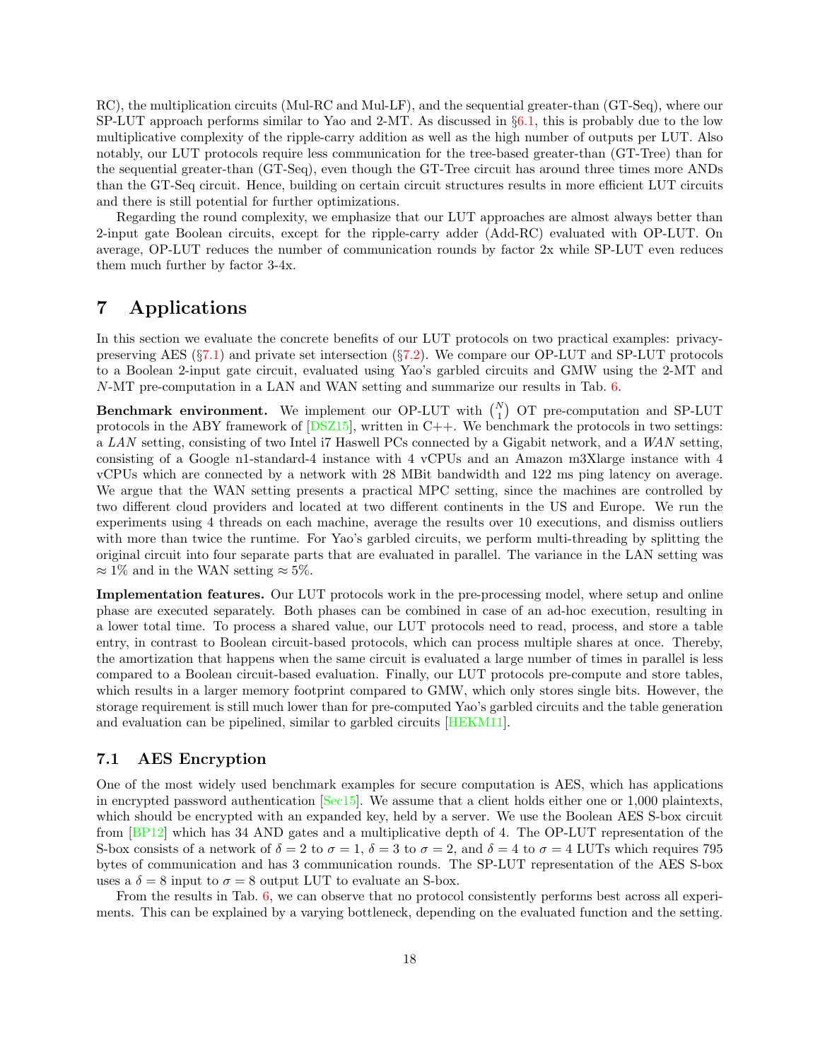RC), the multiplication circuits (Mul-RC and Mul-LF), and the sequential greater-than (GT-Seq), where our SP-LUT approach performs similar to Yao and 2-MT. As discussed in §6.1, this is probably due to the low multiplicative complexity of the ripple-carry addition as well as the high number of outputs per LUT. Also notably, our LUT protocols require less communication for the tree-based greater-than (GT-Tree) than for the sequential greater-than (GT-Seq), even though the GT-Tree circuit has around three times more ANDs than the GT-Seq circuit. Hence, building on certain circuit structures results in more efficient LUT circuits and there is still potential for further optimizations.

Regarding the round complexity, we emphasize that our LUT approaches are almost always better than 2-input gate Boolean circuits, except for the ripple-carry adder (Add-RC) evaluated with OP-LUT. On average, OP-LUT reduces the number of communication rounds by factor 2x while SP-LUT even reduces them much further by factor 3-4x.

# 7 Applications

In this section we evaluate the concrete benefits of our LUT protocols on two practical examples: privacy-preserving AES (§7.1) and private set intersection (§7.2). We compare our OP-LUT and SP-LUT protocols to a Boolean 2-input gate circuit, evaluated using Yao's garbled circuits and GMW using the 2-MT and $N$-MT pre-computation in a LAN and WAN setting and summarize our results in Tab. 6.

**Benchmark environment.** We implement our OP-LUT with $\binom{N}{1}$ OT pre-computation and SP-LUT protocols in the ABY framework of [DSZ15], written in C++. We benchmark the protocols in two settings: a *LAN* setting, consisting of two Intel i7 Haswell PCs connected by a Gigabit network, and a *WAN* setting, consisting of a Google n1-standard-4 instance with 4 vCPUs and an Amazon m3Xlarge instance with 4 vCPUs which are connected by a network with 28 MBit bandwidth and 122 ms ping latency on average. We argue that the WAN setting presents a practical MPC setting, since the machines are controlled by two different cloud providers and located at two different continents in the US and Europe. We run the experiments using 4 threads on each machine, average the results over 10 executions, and dismiss outliers with more than twice the runtime. For Yao's garbled circuits, we perform multi-threading by splitting the original circuit into four separate parts that are evaluated in parallel. The variance in the LAN setting was $\approx 1\%$ and in the WAN setting $\approx 5\%$.

**Implementation features.** Our LUT protocols work in the pre-processing model, where setup and online phase are executed separately. Both phases can be combined in case of an ad-hoc execution, resulting in a lower total time. To process a shared value, our LUT protocols need to read, process, and store a table entry, in contrast to Boolean circuit-based protocols, which can process multiple shares at once. Thereby, the amortization that happens when the same circuit is evaluated a large number of times in parallel is less compared to a Boolean circuit-based evaluation. Finally, our LUT protocols pre-compute and store tables, which results in a larger memory footprint compared to GMW, which only stores single bits. However, the storage requirement is still much lower than for pre-computed Yao's garbled circuits and the table generation and evaluation can be pipelined, similar to garbled circuits [HEKM11].

## 7.1 AES Encryption

One of the most widely used benchmark examples for secure computation is AES, which has applications in encrypted password authentication [Sec15]. We assume that a client holds either one or 1,000 plaintexts, which should be encrypted with an expanded key, held by a server. We use the Boolean AES S-box circuit from [BP12] which has 34 AND gates and a multiplicative depth of 4. The OP-LUT representation of the S-box consists of a network of $\delta = 2$ to $\sigma = 1$, $\delta = 3$ to $\sigma = 2$, and $\delta = 4$ to $\sigma = 4$ LUTs which requires 795 bytes of communication and has 3 communication rounds. The SP-LUT representation of the AES S-box uses a $\delta = 8$ input to $\sigma = 8$ output LUT to evaluate an S-box.

From the results in Tab. 6, we can observe that no protocol consistently performs best across all experiments. This can be explained by a varying bottleneck, depending on the evaluated function and the setting.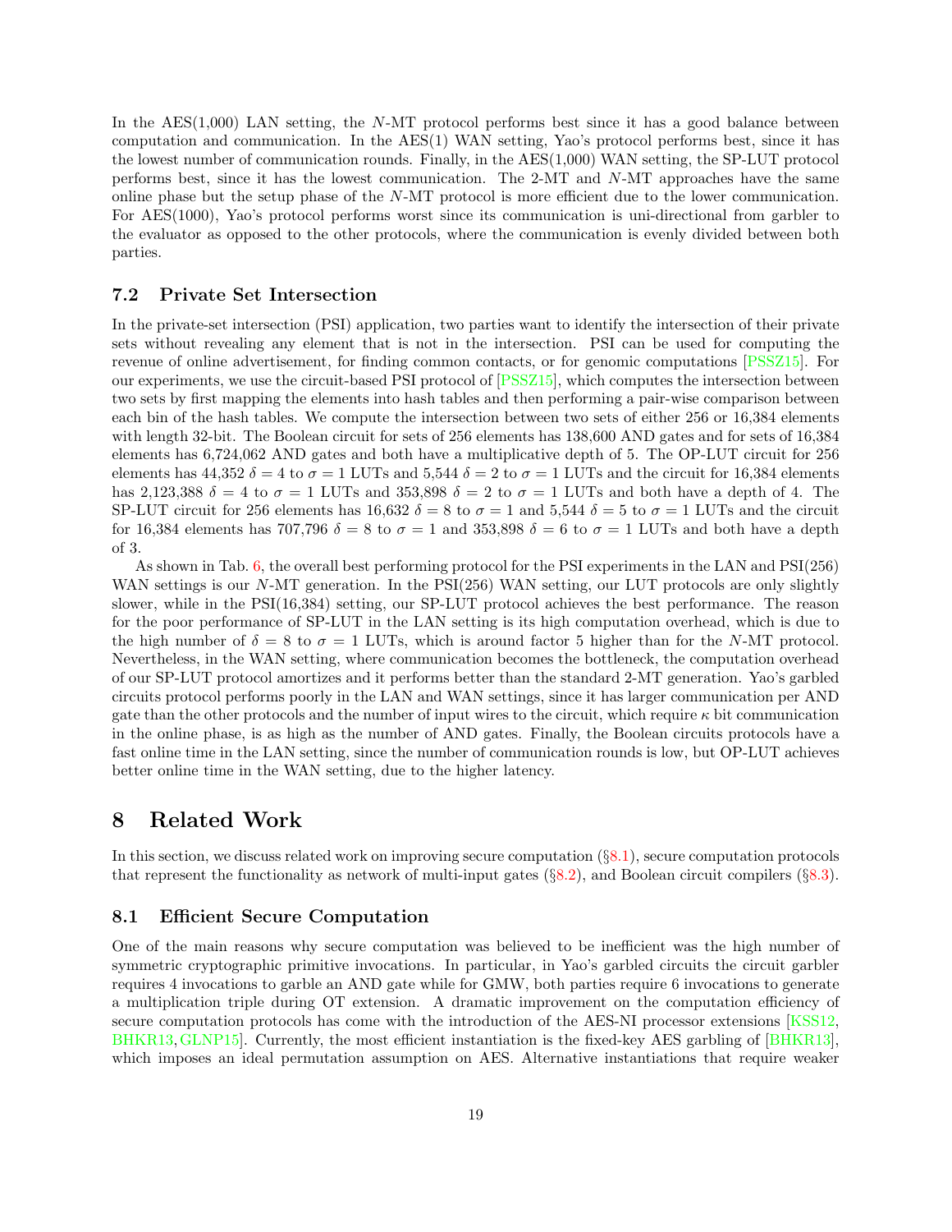In the AES(1,000) LAN setting, the $N$-MT protocol performs best since it has a good balance between computation and communication. In the AES(1) WAN setting, Yao's protocol performs best, since it has the lowest number of communication rounds. Finally, in the AES(1,000) WAN setting, the SP-LUT protocol performs best, since it has the lowest communication. The 2-MT and $N$-MT approaches have the same online phase but the setup phase of the $N$-MT protocol is more efficient due to the lower communication. For AES(1000), Yao's protocol performs worst since its communication is uni-directional from garbler to the evaluator as opposed to the other protocols, where the communication is evenly divided between both parties.

### 7.2 Private Set Intersection

In the private-set intersection (PSI) application, two parties want to identify the intersection of their private sets without revealing any element that is not in the intersection. PSI can be used for computing the revenue of online advertisement, for finding common contacts, or for genomic computations [PSSZ15]. For our experiments, we use the circuit-based PSI protocol of [PSSZ15], which computes the intersection between two sets by first mapping the elements into hash tables and then performing a pair-wise comparison between each bin of the hash tables. We compute the intersection between two sets of either 256 or 16,384 elements with length 32-bit. The Boolean circuit for sets of 256 elements has 138,600 AND gates and for sets of 16,384 elements has 6,724,062 AND gates and both have a multiplicative depth of 5. The OP-LUT circuit for 256 elements has 44,352 $\delta = 4$ to $\sigma = 1$ LUTs and 5,544 $\delta = 2$ to $\sigma = 1$ LUTs and the circuit for 16,384 elements has 2,123,388 $\delta = 4$ to $\sigma = 1$ LUTs and 353,898 $\delta = 2$ to $\sigma = 1$ LUTs and both have a depth of 4. The SP-LUT circuit for 256 elements has 16,632 $\delta = 8$ to $\sigma = 1$ and 5,544 $\delta = 5$ to $\sigma = 1$ LUTs and the circuit for 16,384 elements has 707,796 $\delta = 8$ to $\sigma = 1$ and 353,898 $\delta = 6$ to $\sigma = 1$ LUTs and both have a depth of 3.

As shown in Tab. 6, the overall best performing protocol for the PSI experiments in the LAN and PSI(256) WAN settings is our $N$-MT generation. In the PSI(256) WAN setting, our LUT protocols are only slightly slower, while in the PSI(16,384) setting, our SP-LUT protocol achieves the best performance. The reason for the poor performance of SP-LUT in the LAN setting is its high computation overhead, which is due to the high number of $\delta = 8$ to $\sigma = 1$ LUTs, which is around factor 5 higher than for the $N$-MT protocol. Nevertheless, in the WAN setting, where communication becomes the bottleneck, the computation overhead of our SP-LUT protocol amortizes and it performs better than the standard 2-MT generation. Yao's garbled circuits protocol performs poorly in the LAN and WAN settings, since it has larger communication per AND gate than the other protocols and the number of input wires to the circuit, which require $\kappa$ bit communication in the online phase, is as high as the number of AND gates. Finally, the Boolean circuits protocols have a fast online time in the LAN setting, since the number of communication rounds is low, but OP-LUT achieves better online time in the WAN setting, due to the higher latency.

## 8 Related Work

In this section, we discuss related work on improving secure computation (§8.1), secure computation protocols that represent the functionality as network of multi-input gates (§8.2), and Boolean circuit compilers (§8.3).

### 8.1 Efficient Secure Computation

One of the main reasons why secure computation was believed to be inefficient was the high number of symmetric cryptographic primitive invocations. In particular, in Yao's garbled circuits the circuit garbler requires 4 invocations to garble an AND gate while for GMW, both parties require 6 invocations to generate a multiplication triple during OT extension. A dramatic improvement on the computation efficiency of secure computation protocols has come with the introduction of the AES-NI processor extensions [KSS12, BHKR13, GLNP15]. Currently, the most efficient instantiation is the fixed-key AES garbling of [BHKR13], which imposes an ideal permutation assumption on AES. Alternative instantiations that require weaker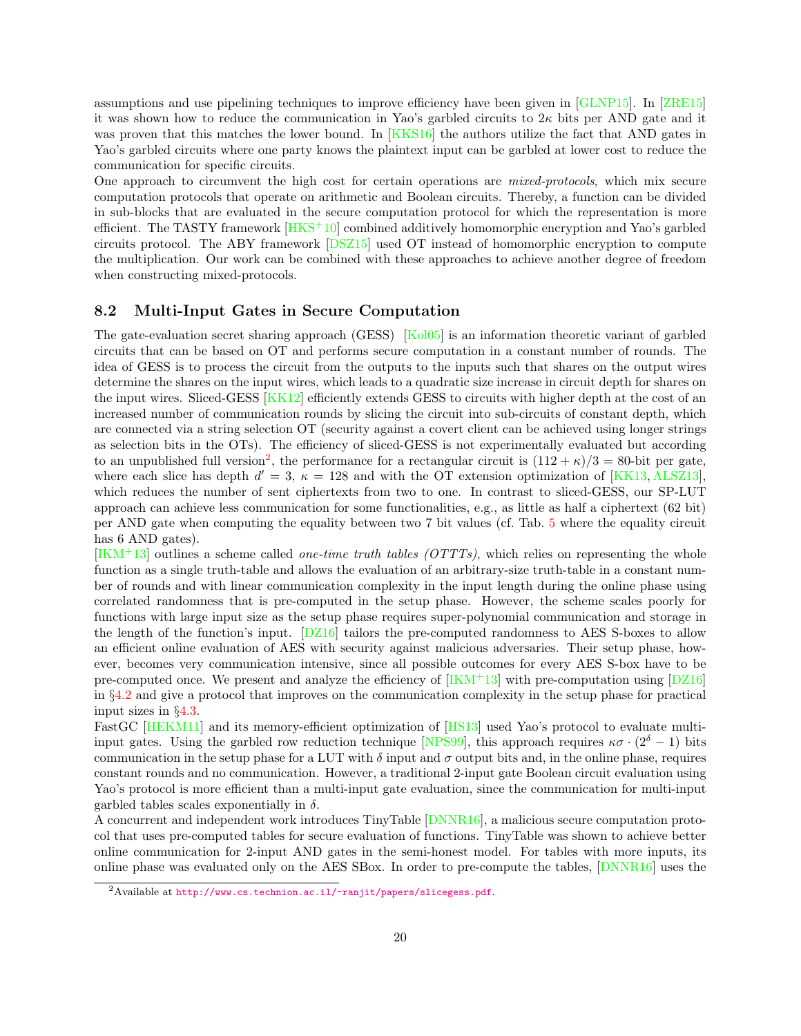assumptions and use pipelining techniques to improve efficiency have been given in [GLNP15]. In [ZRE15] it was shown how to reduce the communication in Yao's garbled circuits to $2\kappa$ bits per AND gate and it was proven that this matches the lower bound. In [KKS16] the authors utilize the fact that AND gates in Yao's garbled circuits where one party knows the plaintext input can be garbled at lower cost to reduce the communication for specific circuits.

One approach to circumvent the high cost for certain operations are *mixed-protocols*, which mix secure computation protocols that operate on arithmetic and Boolean circuits. Thereby, a function can be divided in sub-blocks that are evaluated in the secure computation protocol for which the representation is more efficient. The TASTY framework [HKS+10] combined additively homomorphic encryption and Yao's garbled circuits protocol. The ABY framework [DSZ15] used OT instead of homomorphic encryption to compute the multiplication. Our work can be combined with these approaches to achieve another degree of freedom when constructing mixed-protocols.

### 8.2 Multi-Input Gates in Secure Computation

The gate-evaluation secret sharing approach (GESS) [Kol05] is an information theoretic variant of garbled circuits that can be based on OT and performs secure computation in a constant number of rounds. The idea of GESS is to process the circuit from the outputs to the inputs such that shares on the output wires determine the shares on the input wires, which leads to a quadratic size increase in circuit depth for shares on the input wires. Sliced-GESS [KK12] efficiently extends GESS to circuits with higher depth at the cost of an increased number of communication rounds by slicing the circuit into sub-circuits of constant depth, which are connected via a string selection OT (security against a covert client can be achieved using longer strings as selection bits in the OTs). The efficiency of sliced-GESS is not experimentally evaluated but according to an unpublished full version[2], the performance for a rectangular circuit is $(112 + \kappa)/3 = 80$-bit per gate, where each slice has depth $d' = 3$, $\kappa = 128$ and with the OT extension optimization of [KK13, ALSZ13], which reduces the number of sent ciphertexts from two to one. In contrast to sliced-GESS, our SP-LUT approach can achieve less communication for some functionalities, e.g., as little as half a ciphertext (62 bit) per AND gate when computing the equality between two 7 bit values (cf. Tab. 5 where the equality circuit has 6 AND gates).

[IKM+13] outlines a scheme called *one-time truth tables (OTTTs)*, which relies on representing the whole function as a single truth-table and allows the evaluation of an arbitrary-size truth-table in a constant number of rounds and with linear communication complexity in the input length during the online phase using correlated randomness that is pre-computed in the setup phase. However, the scheme scales poorly for functions with large input size as the setup phase requires super-polynomial communication and storage in the length of the function's input. [DZ16] tailors the pre-computed randomness to AES S-boxes to allow an efficient online evaluation of AES with security against malicious adversaries. Their setup phase, however, becomes very communication intensive, since all possible outcomes for every AES S-box have to be pre-computed once. We present and analyze the efficiency of [IKM+13] with pre-computation using [DZ16] in §4.2 and give a protocol that improves on the communication complexity in the setup phase for practical input sizes in §4.3.

FastGC [HEKM11] and its memory-efficient optimization of [HS13] used Yao's protocol to evaluate multi-input gates. Using the garbled row reduction technique [NPS99], this approach requires $\kappa\sigma \cdot (2^\delta - 1)$ bits communication in the setup phase for a LUT with $\delta$ input and $\sigma$ output bits and, in the online phase, requires constant rounds and no communication. However, a traditional 2-input gate Boolean circuit evaluation using Yao's protocol is more efficient than a multi-input gate evaluation, since the communication for multi-input garbled tables scales exponentially in $\delta$.

A concurrent and independent work introduces TinyTable [DNNR16], a malicious secure computation protocol that uses pre-computed tables for secure evaluation of functions. TinyTable was shown to achieve better online communication for 2-input AND gates in the semi-honest model. For tables with more inputs, its online phase was evaluated only on the AES SBox. In order to pre-compute the tables, [DNNR16] uses the

[2] Available at http://www.cs.technion.ac.il/~ranjit/papers/slicegess.pdf.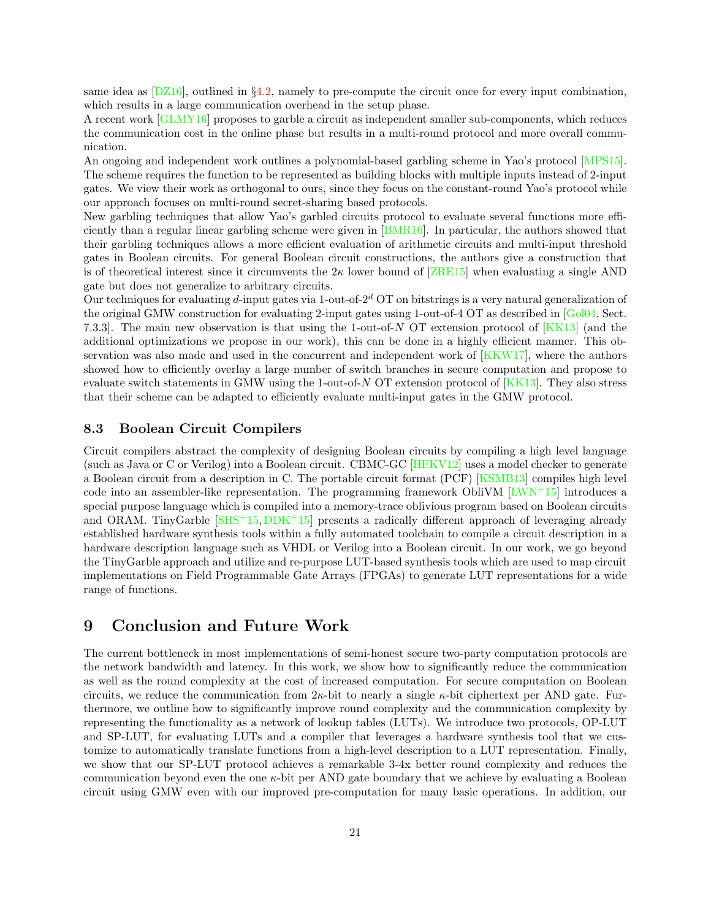same idea as [DZ16], outlined in §4.2, namely to pre-compute the circuit once for every input combination, which results in a large communication overhead in the setup phase.

A recent work [GLMY16] proposes to garble a circuit as independent smaller sub-components, which reduces the communication cost in the online phase but results in a multi-round protocol and more overall communication.

An ongoing and independent work outlines a polynomial-based garbling scheme in Yao's protocol [MPS15]. The scheme requires the function to be represented as building blocks with multiple inputs instead of 2-input gates. We view their work as orthogonal to ours, since they focus on the constant-round Yao's protocol while our approach focuses on multi-round secret-sharing based protocols.

New garbling techniques that allow Yao's garbled circuits protocol to evaluate several functions more efficiently than a regular linear garbling scheme were given in [BMR16]. In particular, the authors showed that their garbling techniques allows a more efficient evaluation of arithmetic circuits and multi-input threshold gates in Boolean circuits. For general Boolean circuit constructions, the authors give a construction that is of theoretical interest since it circumvents the $2\kappa$ lower bound of [ZRE15] when evaluating a single AND gate but does not generalize to arbitrary circuits.

Our techniques for evaluating $d$-input gates via 1-out-of-$2^d$ OT on bitstrings is a very natural generalization of the original GMW construction for evaluating 2-input gates using 1-out-of-4 OT as described in [Gol04, Sect. 7.3.3]. The main new observation is that using the 1-out-of-$N$ OT extension protocol of [KK13] (and the additional optimizations we propose in our work), this can be done in a highly efficient manner. This observation was also made and used in the concurrent and independent work of [KKW17], where the authors showed how to efficiently overlay a large number of switch branches in secure computation and propose to evaluate switch statements in GMW using the 1-out-of-$N$ OT extension protocol of [KK13]. They also stress that their scheme can be adapted to efficiently evaluate multi-input gates in the GMW protocol.

### 8.3 Boolean Circuit Compilers

Circuit compilers abstract the complexity of designing Boolean circuits by compiling a high level language (such as Java or C or Verilog) into a Boolean circuit. CBMC-GC [HFKV12] uses a model checker to generate a Boolean circuit from a description in C. The portable circuit format (PCF) [KSMB13] compiles high level code into an assembler-like representation. The programming framework ObliVM [LWN+15] introduces a special purpose language which is compiled into a memory-trace oblivious program based on Boolean circuits and ORAM. TinyGarble [SHS+15, DDK+15] presents a radically different approach of leveraging already established hardware synthesis tools within a fully automated toolchain to compile a circuit description in a hardware description language such as VHDL or Verilog into a Boolean circuit. In our work, we go beyond the TinyGarble approach and utilize and re-purpose LUT-based synthesis tools which are used to map circuit implementations on Field Programmable Gate Arrays (FPGAs) to generate LUT representations for a wide range of functions.

## 9 Conclusion and Future Work

The current bottleneck in most implementations of semi-honest secure two-party computation protocols are the network bandwidth and latency. In this work, we show how to significantly reduce the communication as well as the round complexity at the cost of increased computation. For secure computation on Boolean circuits, we reduce the communication from $2\kappa$-bit to nearly a single $\kappa$-bit ciphertext per AND gate. Furthermore, we outline how to significantly improve round complexity and the communication complexity by representing the functionality as a network of lookup tables (LUTs). We introduce two protocols, OP-LUT and SP-LUT, for evaluating LUTs and a compiler that leverages a hardware synthesis tool that we customize to automatically translate functions from a high-level description to a LUT representation. Finally, we show that our SP-LUT protocol achieves a remarkable 3-4x better round complexity and reduces the communication beyond even the one $\kappa$-bit per AND gate boundary that we achieve by evaluating a Boolean circuit using GMW even with our improved pre-computation for many basic operations. In addition, our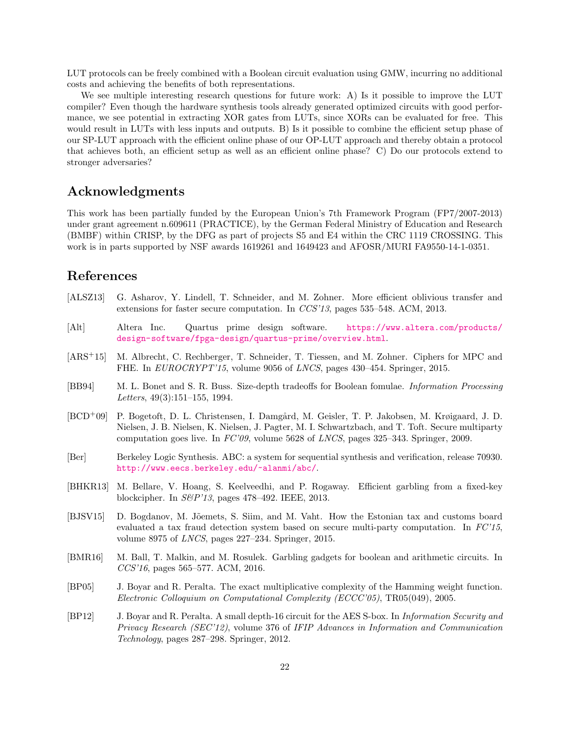LUT protocols can be freely combined with a Boolean circuit evaluation using GMW, incurring no additional costs and achieving the benefits of both representations.

We see multiple interesting research questions for future work: A) Is it possible to improve the LUT compiler? Even though the hardware synthesis tools already generated optimized circuits with good performance, we see potential in extracting XOR gates from LUTs, since XORs can be evaluated for free. This would result in LUTs with less inputs and outputs. B) Is it possible to combine the efficient setup phase of our SP-LUT approach with the efficient online phase of our OP-LUT approach and thereby obtain a protocol that achieves both, an efficient setup as well as an efficient online phase? C) Do our protocols extend to stronger adversaries?

## Acknowledgments

This work has been partially funded by the European Union's 7th Framework Program (FP7/2007-2013) under grant agreement n.609611 (PRACTICE), by the German Federal Ministry of Education and Research (BMBF) within CRISP, by the DFG as part of projects S5 and E4 within the CRC 1119 CROSSING. This work is in parts supported by NSF awards 1619261 and 1649423 and AFOSR/MURI FA9550-14-1-0351.

## References

[ALSZ13] G. Asharov, Y. Lindell, T. Schneider, and M. Zohner. More efficient oblivious transfer and extensions for faster secure computation. In *CCS'13*, pages 535–548. ACM, 2013.

[Alt] Altera Inc. Quartus prime design software. https://www.altera.com/products/design-software/fpga-design/quartus-prime/overview.html.

[ARS+15] M. Albrecht, C. Rechberger, T. Schneider, T. Tiessen, and M. Zohner. Ciphers for MPC and FHE. In *EUROCRYPT'15*, volume 9056 of *LNCS*, pages 430–454. Springer, 2015.

[BB94] M. L. Bonet and S. R. Buss. Size-depth tradeoffs for Boolean fomulae. *Information Processing Letters*, 49(3):151–155, 1994.

[BCD+09] P. Bogetoft, D. L. Christensen, I. Damgård, M. Geisler, T. P. Jakobsen, M. Krøigaard, J. D. Nielsen, J. B. Nielsen, K. Nielsen, J. Pagter, M. I. Schwartzbach, and T. Toft. Secure multiparty computation goes live. In *FC'09*, volume 5628 of *LNCS*, pages 325–343. Springer, 2009.

[Ber] Berkeley Logic Synthesis. ABC: a system for sequential synthesis and verification, release 70930. http://www.eecs.berkeley.edu/~alanmi/abc/.

[BHKR13] M. Bellare, V. Hoang, S. Keelveedhi, and P. Rogaway. Efficient garbling from a fixed-key blockcipher. In *S&P'13*, pages 478–492. IEEE, 2013.

[BJSV15] D. Bogdanov, M. Jõemets, S. Siim, and M. Vaht. How the Estonian tax and customs board evaluated a tax fraud detection system based on secure multi-party computation. In *FC'15*, volume 8975 of *LNCS*, pages 227–234. Springer, 2015.

[BMR16] M. Ball, T. Malkin, and M. Rosulek. Garbling gadgets for boolean and arithmetic circuits. In *CCS'16*, pages 565–577. ACM, 2016.

[BP05] J. Boyar and R. Peralta. The exact multiplicative complexity of the Hamming weight function. *Electronic Colloquium on Computational Complexity (ECCC'05)*, TR05(049), 2005.

[BP12] J. Boyar and R. Peralta. A small depth-16 circuit for the AES S-box. In *Information Security and Privacy Research (SEC'12)*, volume 376 of *IFIP Advances in Information and Communication Technology*, pages 287–298. Springer, 2012.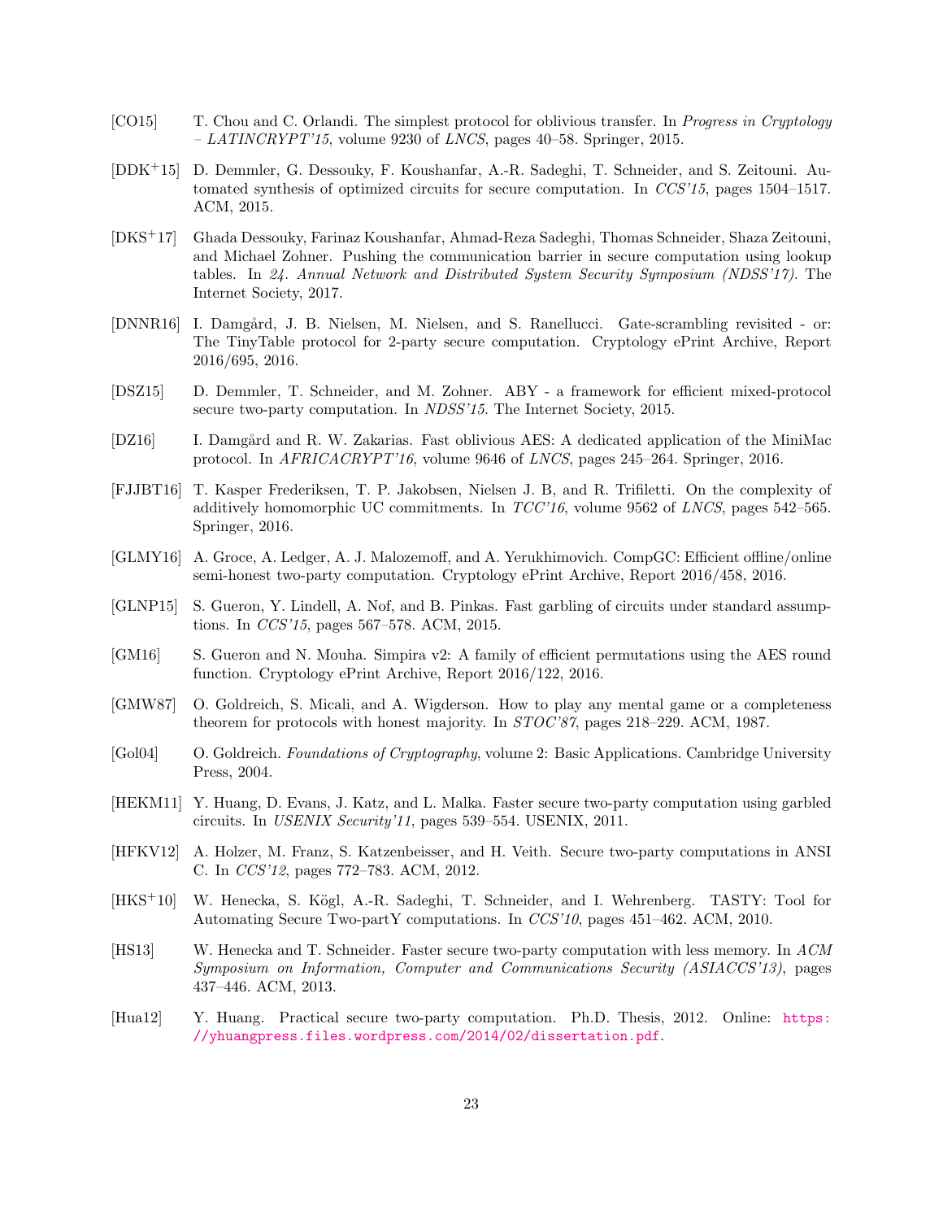[CO15] T. Chou and C. Orlandi. The simplest protocol for oblivious transfer. In *Progress in Cryptology – LATINCRYPT'15*, volume 9230 of *LNCS*, pages 40–58. Springer, 2015.

[DDK+15] D. Demmler, G. Dessouky, F. Koushanfar, A.-R. Sadeghi, T. Schneider, and S. Zeitouni. Automated synthesis of optimized circuits for secure computation. In *CCS'15*, pages 1504–1517. ACM, 2015.

[DKS+17] Ghada Dessouky, Farinaz Koushanfar, Ahmad-Reza Sadeghi, Thomas Schneider, Shaza Zeitouni, and Michael Zohner. Pushing the communication barrier in secure computation using lookup tables. In *24. Annual Network and Distributed System Security Symposium (NDSS'17)*. The Internet Society, 2017.

[DNNR16] I. Damgård, J. B. Nielsen, M. Nielsen, and S. Ranellucci. Gate-scrambling revisited - or: The TinyTable protocol for 2-party secure computation. Cryptology ePrint Archive, Report 2016/695, 2016.

[DSZ15] D. Demmler, T. Schneider, and M. Zohner. ABY - a framework for efficient mixed-protocol secure two-party computation. In *NDSS'15*. The Internet Society, 2015.

[DZ16] I. Damgård and R. W. Zakarias. Fast oblivious AES: A dedicated application of the MiniMac protocol. In *AFRICACRYPT'16*, volume 9646 of *LNCS*, pages 245–264. Springer, 2016.

[FJJBT16] T. Kasper Frederiksen, T. P. Jakobsen, Nielsen J. B, and R. Trifiletti. On the complexity of additively homomorphic UC commitments. In *TCC'16*, volume 9562 of *LNCS*, pages 542–565. Springer, 2016.

[GLMY16] A. Groce, A. Ledger, A. J. Malozemoff, and A. Yerukhimovich. CompGC: Efficient offline/online semi-honest two-party computation. Cryptology ePrint Archive, Report 2016/458, 2016.

[GLNP15] S. Gueron, Y. Lindell, A. Nof, and B. Pinkas. Fast garbling of circuits under standard assumptions. In *CCS'15*, pages 567–578. ACM, 2015.

[GM16] S. Gueron and N. Mouha. Simpira v2: A family of efficient permutations using the AES round function. Cryptology ePrint Archive, Report 2016/122, 2016.

[GMW87] O. Goldreich, S. Micali, and A. Wigderson. How to play any mental game or a completeness theorem for protocols with honest majority. In *STOC'87*, pages 218–229. ACM, 1987.

[Gol04] O. Goldreich. *Foundations of Cryptography*, volume 2: Basic Applications. Cambridge University Press, 2004.

[HEKM11] Y. Huang, D. Evans, J. Katz, and L. Malka. Faster secure two-party computation using garbled circuits. In *USENIX Security'11*, pages 539–554. USENIX, 2011.

[HFKV12] A. Holzer, M. Franz, S. Katzenbeisser, and H. Veith. Secure two-party computations in ANSI C. In *CCS'12*, pages 772–783. ACM, 2012.

[HKS+10] W. Henecka, S. Kögl, A.-R. Sadeghi, T. Schneider, and I. Wehrenberg. TASTY: Tool for Automating Secure Two-partY computations. In *CCS'10*, pages 451–462. ACM, 2010.

[HS13] W. Henecka and T. Schneider. Faster secure two-party computation with less memory. In *ACM Symposium on Information, Computer and Communications Security (ASIACCS'13)*, pages 437–446. ACM, 2013.

[Hua12] Y. Huang. Practical secure two-party computation. Ph.D. Thesis, 2012. Online: https://yhuangpress.files.wordpress.com/2014/02/dissertation.pdf.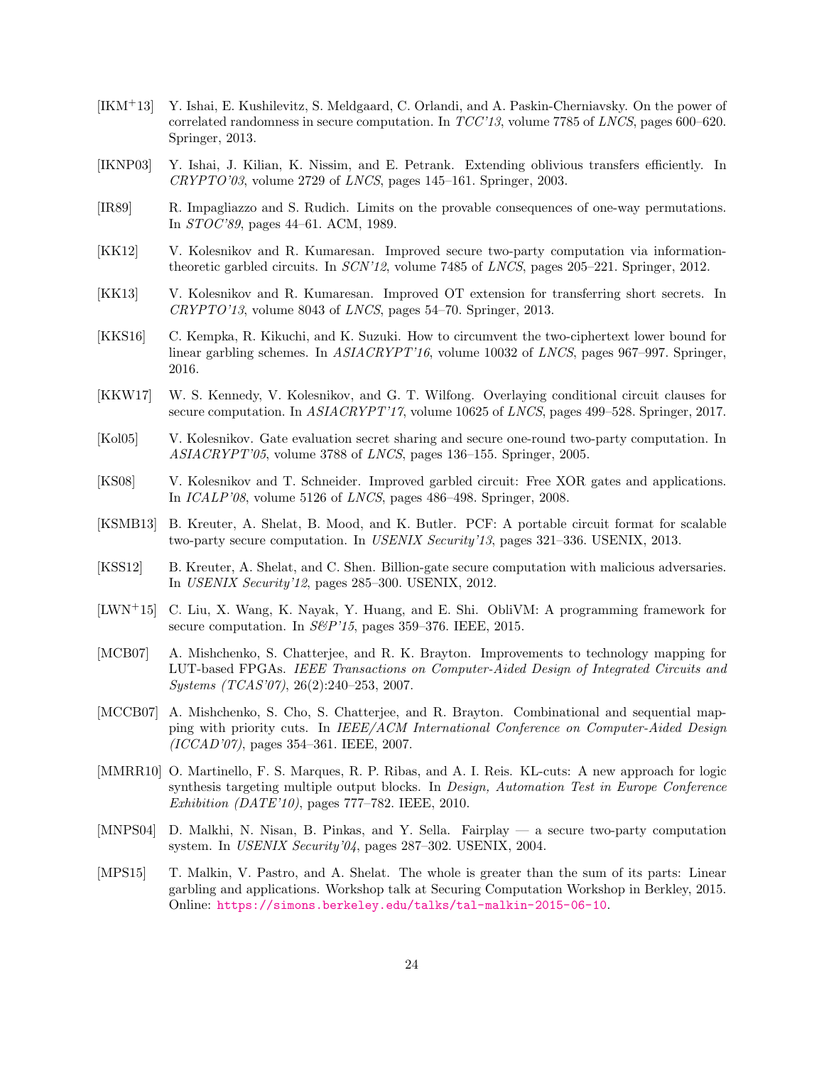[IKM+13] Y. Ishai, E. Kushilevitz, S. Meldgaard, C. Orlandi, and A. Paskin-Cherniavsky. On the power of correlated randomness in secure computation. In *TCC'13*, volume 7785 of *LNCS*, pages 600–620. Springer, 2013.

[IKNP03] Y. Ishai, J. Kilian, K. Nissim, and E. Petrank. Extending oblivious transfers efficiently. In *CRYPTO'03*, volume 2729 of *LNCS*, pages 145–161. Springer, 2003.

[IR89] R. Impagliazzo and S. Rudich. Limits on the provable consequences of one-way permutations. In *STOC'89*, pages 44–61. ACM, 1989.

[KK12] V. Kolesnikov and R. Kumaresan. Improved secure two-party computation via information-theoretic garbled circuits. In *SCN'12*, volume 7485 of *LNCS*, pages 205–221. Springer, 2012.

[KK13] V. Kolesnikov and R. Kumaresan. Improved OT extension for transferring short secrets. In *CRYPTO'13*, volume 8043 of *LNCS*, pages 54–70. Springer, 2013.

[KKS16] C. Kempka, R. Kikuchi, and K. Suzuki. How to circumvent the two-ciphertext lower bound for linear garbling schemes. In *ASIACRYPT'16*, volume 10032 of *LNCS*, pages 967–997. Springer, 2016.

[KKW17] W. S. Kennedy, V. Kolesnikov, and G. T. Wilfong. Overlaying conditional circuit clauses for secure computation. In *ASIACRYPT'17*, volume 10625 of *LNCS*, pages 499–528. Springer, 2017.

[Kol05] V. Kolesnikov. Gate evaluation secret sharing and secure one-round two-party computation. In *ASIACRYPT'05*, volume 3788 of *LNCS*, pages 136–155. Springer, 2005.

[KS08] V. Kolesnikov and T. Schneider. Improved garbled circuit: Free XOR gates and applications. In *ICALP'08*, volume 5126 of *LNCS*, pages 486–498. Springer, 2008.

[KSMB13] B. Kreuter, A. Shelat, B. Mood, and K. Butler. PCF: A portable circuit format for scalable two-party secure computation. In *USENIX Security'13*, pages 321–336. USENIX, 2013.

[KSS12] B. Kreuter, A. Shelat, and C. Shen. Billion-gate secure computation with malicious adversaries. In *USENIX Security'12*, pages 285–300. USENIX, 2012.

[LWN+15] C. Liu, X. Wang, K. Nayak, Y. Huang, and E. Shi. ObliVM: A programming framework for secure computation. In *S&P'15*, pages 359–376. IEEE, 2015.

[MCB07] A. Mishchenko, S. Chatterjee, and R. K. Brayton. Improvements to technology mapping for LUT-based FPGAs. *IEEE Transactions on Computer-Aided Design of Integrated Circuits and Systems (TCAS'07)*, 26(2):240–253, 2007.

[MCCB07] A. Mishchenko, S. Cho, S. Chatterjee, and R. Brayton. Combinational and sequential mapping with priority cuts. In *IEEE/ACM International Conference on Computer-Aided Design (ICCAD'07)*, pages 354–361. IEEE, 2007.

[MMRR10] O. Martinello, F. S. Marques, R. P. Ribas, and A. I. Reis. KL-cuts: A new approach for logic synthesis targeting multiple output blocks. In *Design, Automation Test in Europe Conference Exhibition (DATE'10)*, pages 777–782. IEEE, 2010.

[MNPS04] D. Malkhi, N. Nisan, B. Pinkas, and Y. Sella. Fairplay — a secure two-party computation system. In *USENIX Security'04*, pages 287–302. USENIX, 2004.

[MPS15] T. Malkin, V. Pastro, and A. Shelat. The whole is greater than the sum of its parts: Linear garbling and applications. Workshop talk at Securing Computation Workshop in Berkley, 2015. Online: https://simons.berkeley.edu/talks/tal-malkin-2015-06-10.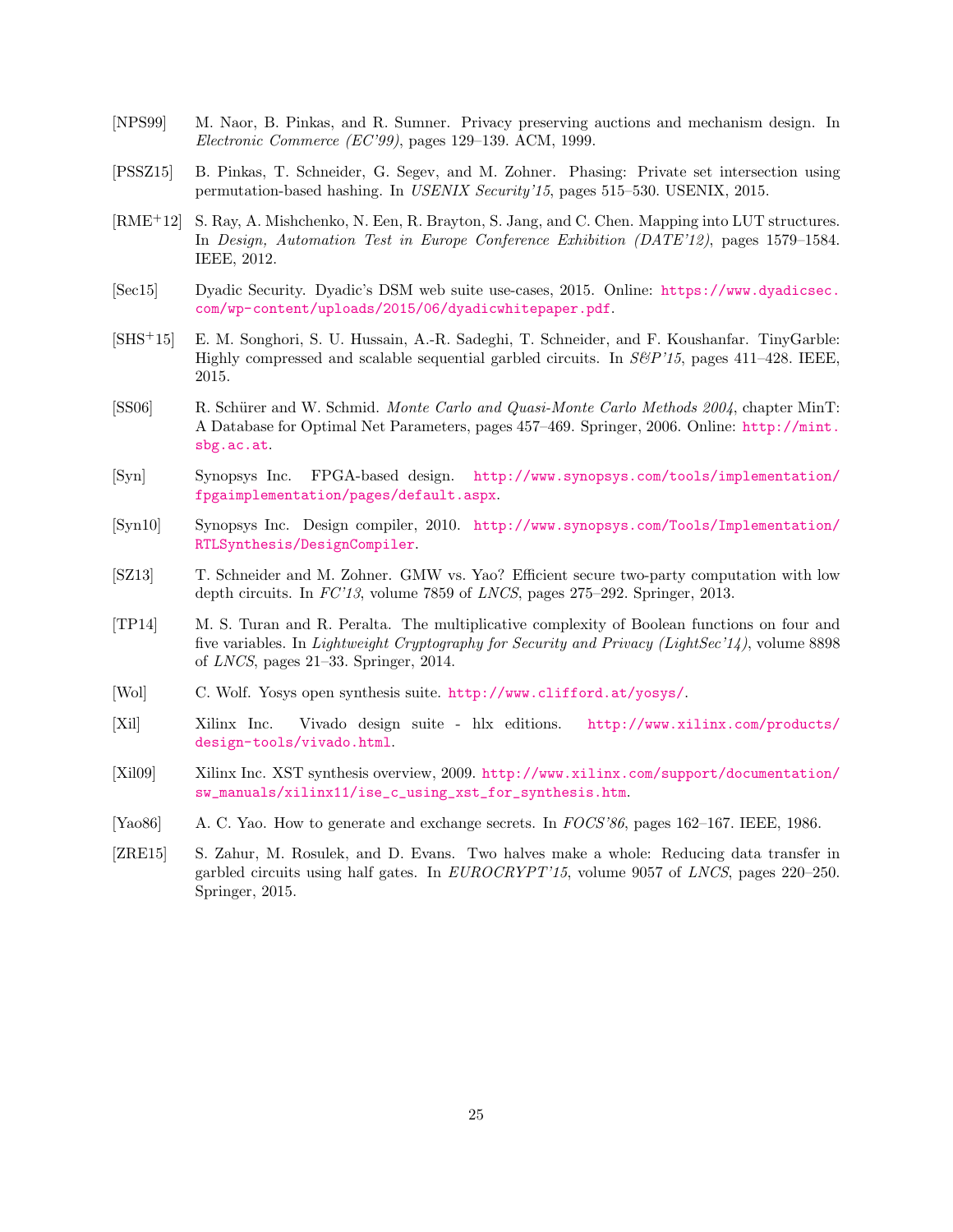[NPS99] M. Naor, B. Pinkas, and R. Sumner. Privacy preserving auctions and mechanism design. In *Electronic Commerce (EC'99)*, pages 129–139. ACM, 1999.

[PSSZ15] B. Pinkas, T. Schneider, G. Segev, and M. Zohner. Phasing: Private set intersection using permutation-based hashing. In *USENIX Security'15*, pages 515–530. USENIX, 2015.

[RME+12] S. Ray, A. Mishchenko, N. Een, R. Brayton, S. Jang, and C. Chen. Mapping into LUT structures. In *Design, Automation Test in Europe Conference Exhibition (DATE'12)*, pages 1579–1584. IEEE, 2012.

[Sec15] Dyadic Security. Dyadic's DSM web suite use-cases, 2015. Online: https://www.dyadicsec.com/wp-content/uploads/2015/06/dyadicwhitepaper.pdf.

[SHS+15] E. M. Songhori, S. U. Hussain, A.-R. Sadeghi, T. Schneider, and F. Koushanfar. TinyGarble: Highly compressed and scalable sequential garbled circuits. In *S&P'15*, pages 411–428. IEEE, 2015.

[SS06] R. Schürer and W. Schmid. *Monte Carlo and Quasi-Monte Carlo Methods 2004*, chapter MinT: A Database for Optimal Net Parameters, pages 457–469. Springer, 2006. Online: http://mint.sbg.ac.at.

[Syn] Synopsys Inc. FPGA-based design. http://www.synopsys.com/tools/implementation/fpgaimplementation/pages/default.aspx.

[Syn10] Synopsys Inc. Design compiler, 2010. http://www.synopsys.com/Tools/Implementation/RTLSynthesis/DesignCompiler.

[SZ13] T. Schneider and M. Zohner. GMW vs. Yao? Efficient secure two-party computation with low depth circuits. In *FC'13*, volume 7859 of *LNCS*, pages 275–292. Springer, 2013.

[TP14] M. S. Turan and R. Peralta. The multiplicative complexity of Boolean functions on four and five variables. In *Lightweight Cryptography for Security and Privacy (LightSec'14)*, volume 8898 of *LNCS*, pages 21–33. Springer, 2014.

[Wol] C. Wolf. Yosys open synthesis suite. http://www.clifford.at/yosys/.

[Xil] Xilinx Inc. Vivado design suite - hlx editions. http://www.xilinx.com/products/design-tools/vivado.html.

[Xil09] Xilinx Inc. XST synthesis overview, 2009. http://www.xilinx.com/support/documentation/sw_manuals/xilinx11/ise_c_using_xst_for_synthesis.htm.

[Yao86] A. C. Yao. How to generate and exchange secrets. In *FOCS'86*, pages 162–167. IEEE, 1986.

[ZRE15] S. Zahur, M. Rosulek, and D. Evans. Two halves make a whole: Reducing data transfer in garbled circuits using half gates. In *EUROCRYPT'15*, volume 9057 of *LNCS*, pages 220–250. Springer, 2015.